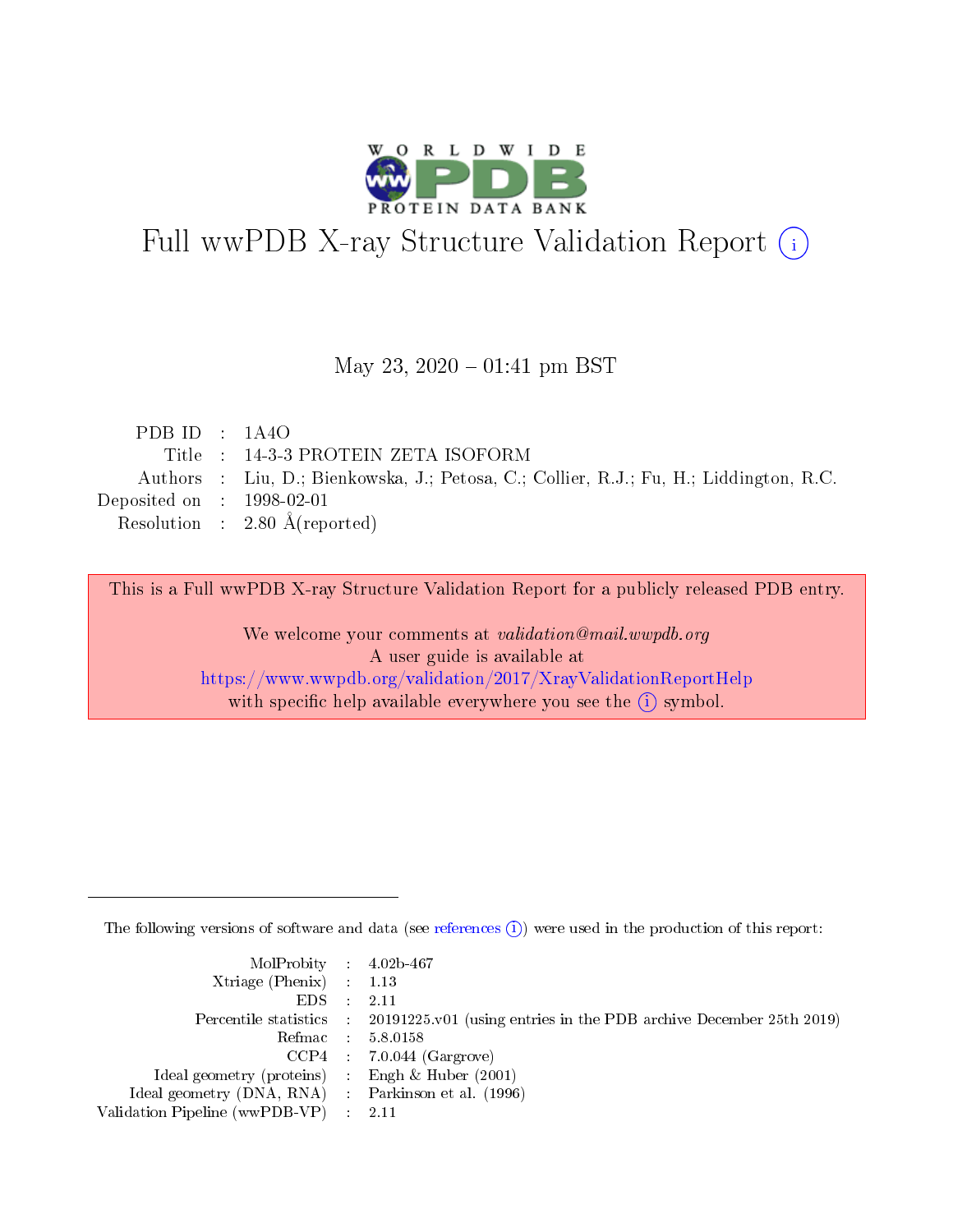# Full wwPDB X-ray Structure Validation Report (i)

May 23, 2020 – 01:41 pm BST

| | | |
|---|---|---|
| PDB ID | : | 1A4O |
| Title | : | 14-3-3 PROTEIN ZETA ISOFORM |
| Authors | : | Liu, D.; Bienkowska, J.; Petosa, C.; Collier, R.J.; Fu, H.; Liddington, R.C. |
| Deposited on | : | 1998-02-01 |
| Resolution | : | 2.80 Å(reported) |

This is a Full wwPDB X-ray Structure Validation Report for a publicly released PDB entry.

We welcome your comments at *validation@mail.wwpdb.org*
A user guide is available at
https://www.wwpdb.org/validation/2017/XrayValidationReportHelp
with specific help available everywhere you see the (i) symbol.

---

The following versions of software and data (see references (i)) were used in the production of this report:

| | | |
|---|---|---|
| MolProbity | : | 4.02b-467 |
| Xtriage (Phenix) | : | 1.13 |
| EDS | : | 2.11 |
| Percentile statistics | : | 20191225.v01 (using entries in the PDB archive December 25th 2019) |
| Refmac | : | 5.8.0158 |
| CCP4 | : | 7.0.044 (Gargrove) |
| Ideal geometry (proteins) | : | Engh & Huber (2001) |
| Ideal geometry (DNA, RNA) | : | Parkinson et al. (1996) |
| Validation Pipeline (wwPDB-VP) | : | 2.11 |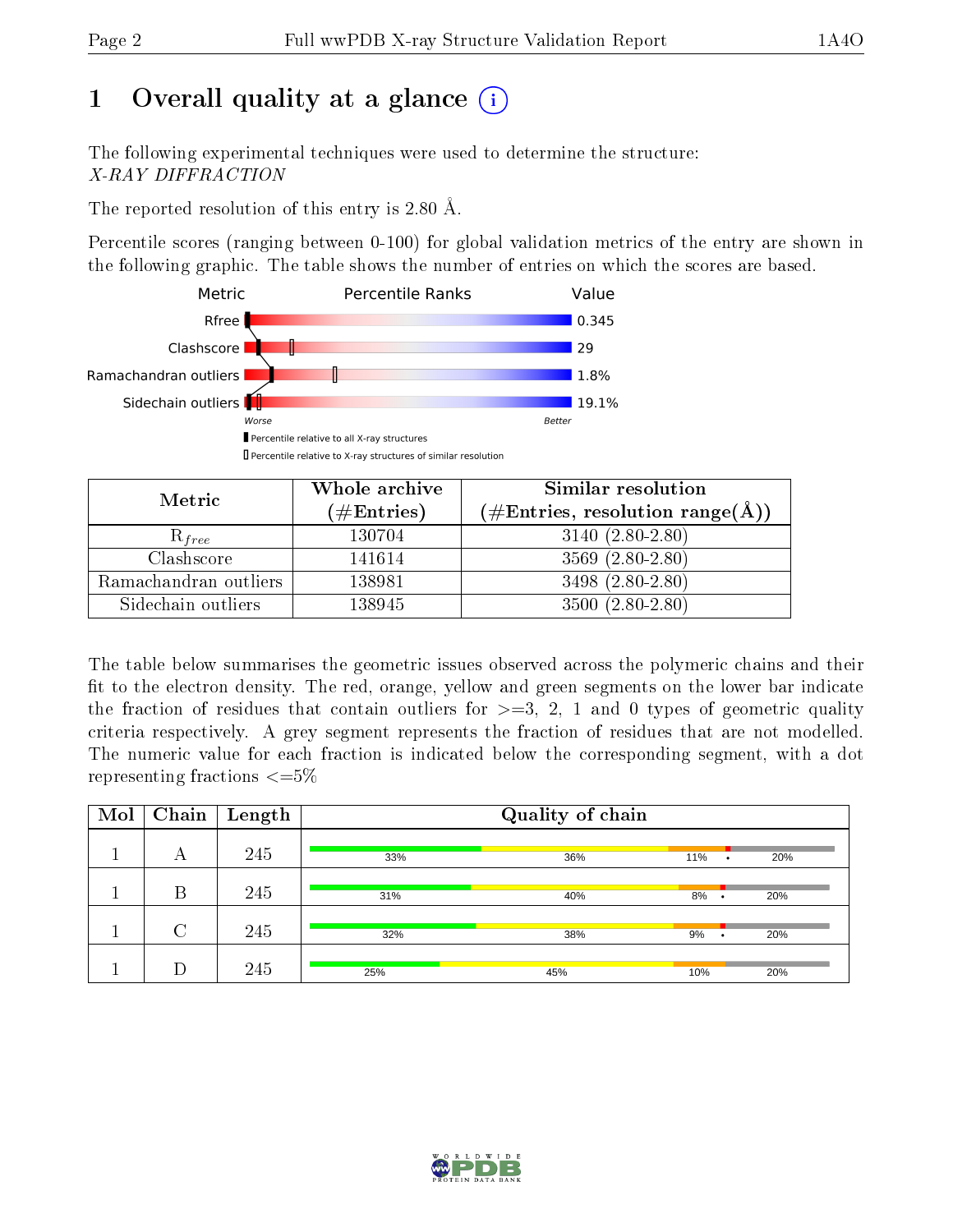# 1 Overall quality at a glance

The following experimental techniques were used to determine the structure:
*X-RAY DIFFRACTION*

The reported resolution of this entry is 2.80 Å.

Percentile scores (ranging between 0-100) for global validation metrics of the entry are shown in the following graphic. The table shows the number of entries on which the scores are based.

| Metric | Value |
|---|---|
| Rfree | 0.345 |
| Clashscore | 29 |
| Ramachandran outliers | 1.8% |
| Sidechain outliers | 19.1% |

Worse — Better

▮ Percentile relative to all X-ray structures
▯ Percentile relative to X-ray structures of similar resolution

| Metric | Whole archive (#Entries) | Similar resolution (#Entries, resolution range(Å)) |
|---|---|---|
| $R_{free}$ | 130704 | 3140 (2.80-2.80) |
| Clashscore | 141614 | 3569 (2.80-2.80) |
| Ramachandran outliers | 138981 | 3498 (2.80-2.80) |
| Sidechain outliers | 138945 | 3500 (2.80-2.80) |

The table below summarises the geometric issues observed across the polymeric chains and their fit to the electron density. The red, orange, yellow and green segments on the lower bar indicate the fraction of residues that contain outliers for >=3, 2, 1 and 0 types of geometric quality criteria respectively. A grey segment represents the fraction of residues that are not modelled. The numeric value for each fraction is indicated below the corresponding segment, with a dot representing fractions <=5%

| Mol | Chain | Length | Quality of chain |
|---|---|---|---|
| 1 | A | 245 | 33% · 36% · 11% · • · 20% |
| 1 | B | 245 | 31% · 40% · 8% · • · 20% |
| 1 | C | 245 | 32% · 38% · 9% · • · 20% |
| 1 | D | 245 | 25% · 45% · 10% · 20% |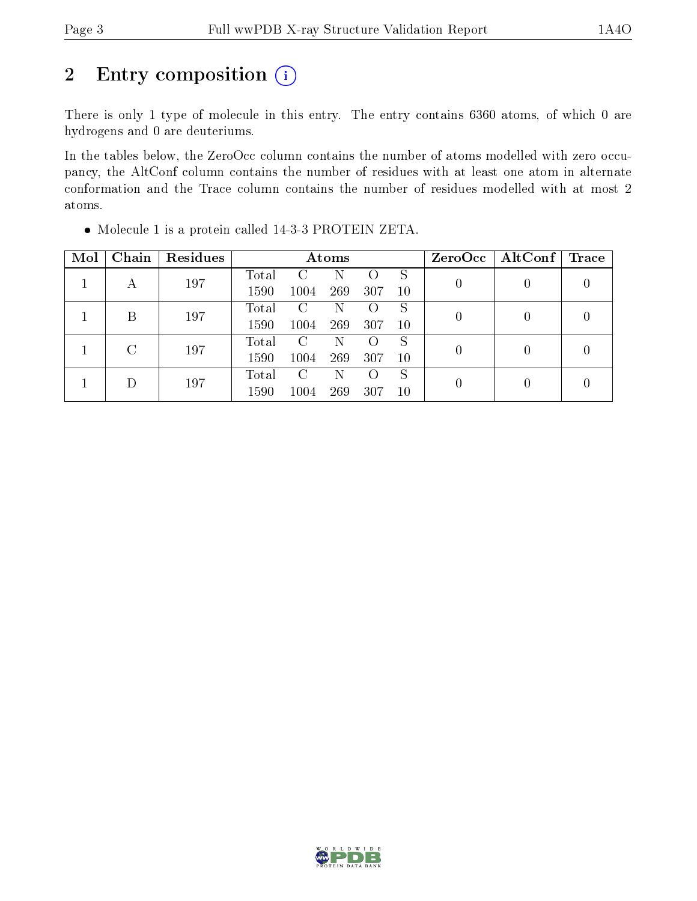## 2 Entry composition (i)

There is only 1 type of molecule in this entry. The entry contains 6360 atoms, of which 0 are hydrogens and 0 are deuteriums.

In the tables below, the ZeroOcc column contains the number of atoms modelled with zero occupancy, the AltConf column contains the number of residues with at least one atom in alternate conformation and the Trace column contains the number of residues modelled with at most 2 atoms.

- Molecule 1 is a protein called 14-3-3 PROTEIN ZETA.

| Mol | Chain | Residues | Atoms | | | | | ZeroOcc | AltConf | Trace |
|---|---|---|---|---|---|---|---|---|---|---|
| 1 | A | 197 | Total<br>1590 | C<br>1004 | N<br>269 | O<br>307 | S<br>10 | 0 | 0 | 0 |
| 1 | B | 197 | Total<br>1590 | C<br>1004 | N<br>269 | O<br>307 | S<br>10 | 0 | 0 | 0 |
| 1 | C | 197 | Total<br>1590 | C<br>1004 | N<br>269 | O<br>307 | S<br>10 | 0 | 0 | 0 |
| 1 | D | 197 | Total<br>1590 | C<br>1004 | N<br>269 | O<br>307 | S<br>10 | 0 | 0 | 0 |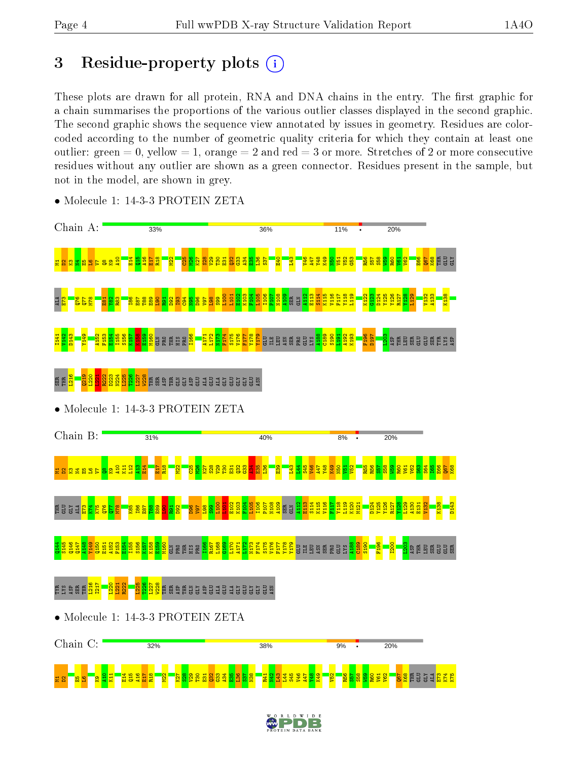# 3 Residue-property plots

These plots are drawn for all protein, RNA and DNA chains in the entry. The first graphic for a chain summarises the proportions of the various outlier classes displayed in the second graphic. The second graphic shows the sequence view annotated by issues in geometry. Residues are color-coded according to the number of geometric quality criteria for which they contain at least one outlier: green = 0, yellow = 1, orange = 2 and red = 3 or more. Stretches of 2 or more consecutive residues without any outlier are shown as a green connector. Residues present in the sample, but not in the model, are shown in grey.

- Molecule 1: 14-3-3 PROTEIN ZETA

Chain A: 33% 36% 11% • 20%

- Molecule 1: 14-3-3 PROTEIN ZETA

Chain B: 31% 40% 8% • 20%

- Molecule 1: 14-3-3 PROTEIN ZETA

Chain C: 32% 38% 9% • 20%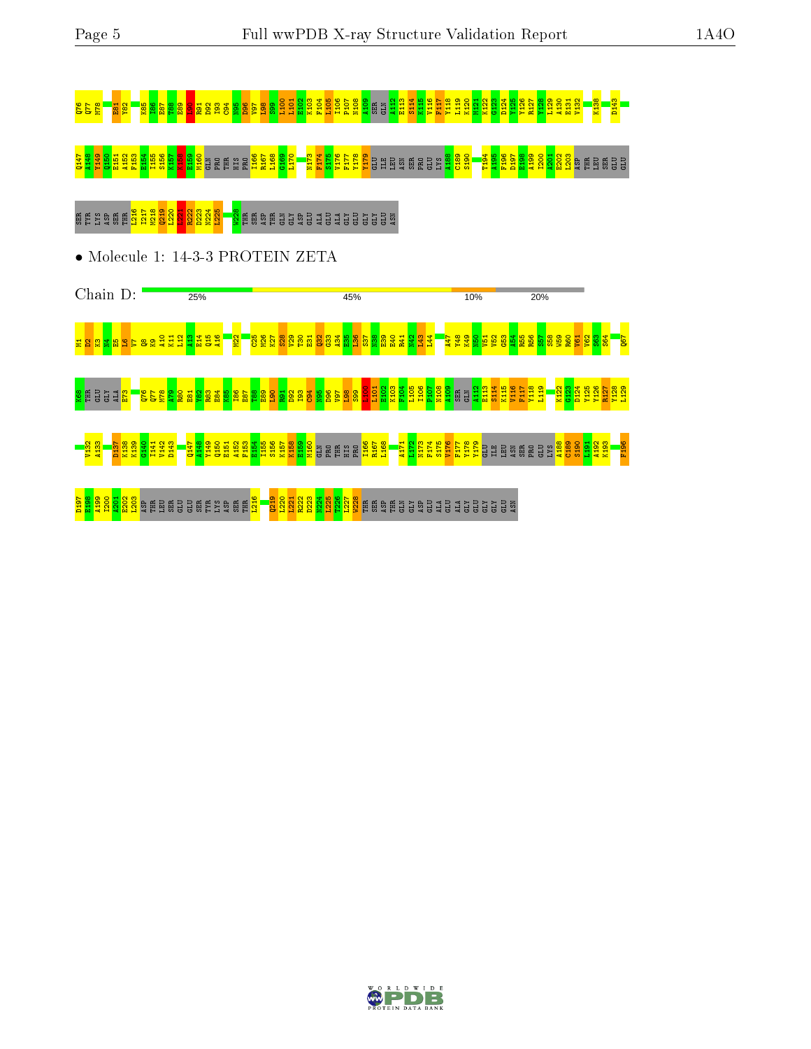Q76 Q77 M78 E81 Y82 K85 I86 E87 T88 E89 L90 R91 D92 I93 C94 N95 D96 V97 L98 S99 L100 L101 E102 K103 F104 L105 I106 P107 N108 A109 SER GLN A112 E113 S114 K115 V116 F117 Y118 L119 K120 M121 K122 G123 D124 Y125 Y126 R127 Y128 L129 A130 E131 V132 K138 D143

Q147 A148 Y149 Q150 E151 A152 F153 E154 I155 S156 K157 K158 E159 M160 GLN PRO THR HIS PRO I166 R167 L168 G169 L170 N173 F174 S175 V176 F177 Y178 Y179 GLU ILE LEU ASN SER PRO GLU LYS A188 C189 S190 T194 A195 F196 D197 E198 A199 I200 A201 E202 L203 ASP THR LEU SER GLU GLU

SER TYR LYS ASP SER THR L216 I217 M218 Q219 L220 L221 R222 D223 N224 L225 W228 THR SER ASP THR GLN GLY ASP GLU ALA GLY GLU GLY GLY GLU ASN

• Molecule 1: 14-3-3 PROTEIN ZETA

Chain D: 25% 45% 10% 20%

M1 D2 K3 N4 E5 L6 V7 Q8 K9 A10 K11 L12 A13 E14 Q15 A16 M22 C25 M26 K27 S28 V29 T30 E31 Q32 G33 A34 E35 L36 S37 N38 E39 E40 R41 N42 L43 A47 Y48 K49 N50 V51 V52 G53 A54 R55 R56 S57 S58 W59 R60 V61 V62 S63 S64 Q67

K68 THR GLU GLY ALA E73 Q76 Q77 M78 A79 R80 E81 Y82 R83 E84 K85 I86 E87 T88 E89 L90 R91 D92 I93 C94 N95 D96 V97 L98 S99 L100 L101 E102 K103 F104 L105 I106 P107 N108 A109 SER GLN A112 E113 S114 K115 V116 F117 Y118 L119 K122 G123 D124 Y125 Y126 R127 Y128 L129

V132 A133 D137 K138 K139 G140 I141 V142 D143 Q147 A148 Y149 Q150 E151 A152 F153 E154 I155 S156 K157 K158 E159 M160 GLN PRO THR HIS PRO I166 R167 L168 A171 L172 N173 F174 S175 V176 F177 Y178 Y179 GLU ILE LEU ASN SER PRO GLU LYS A188 C189 S190 L191 A192 K193 F196

D197 E198 A199 I200 A201 E202 L203 ASP THR LEU SER GLU GLU SER TYR LYS ASP SER THR L216 Q219 L220 L221 R222 D223 N224 L225 T226 L227 W228 THR SER ASP THR GLN GLY ASP GLU ALA GLU ALA GLY GLU GLY GLY GLU ASN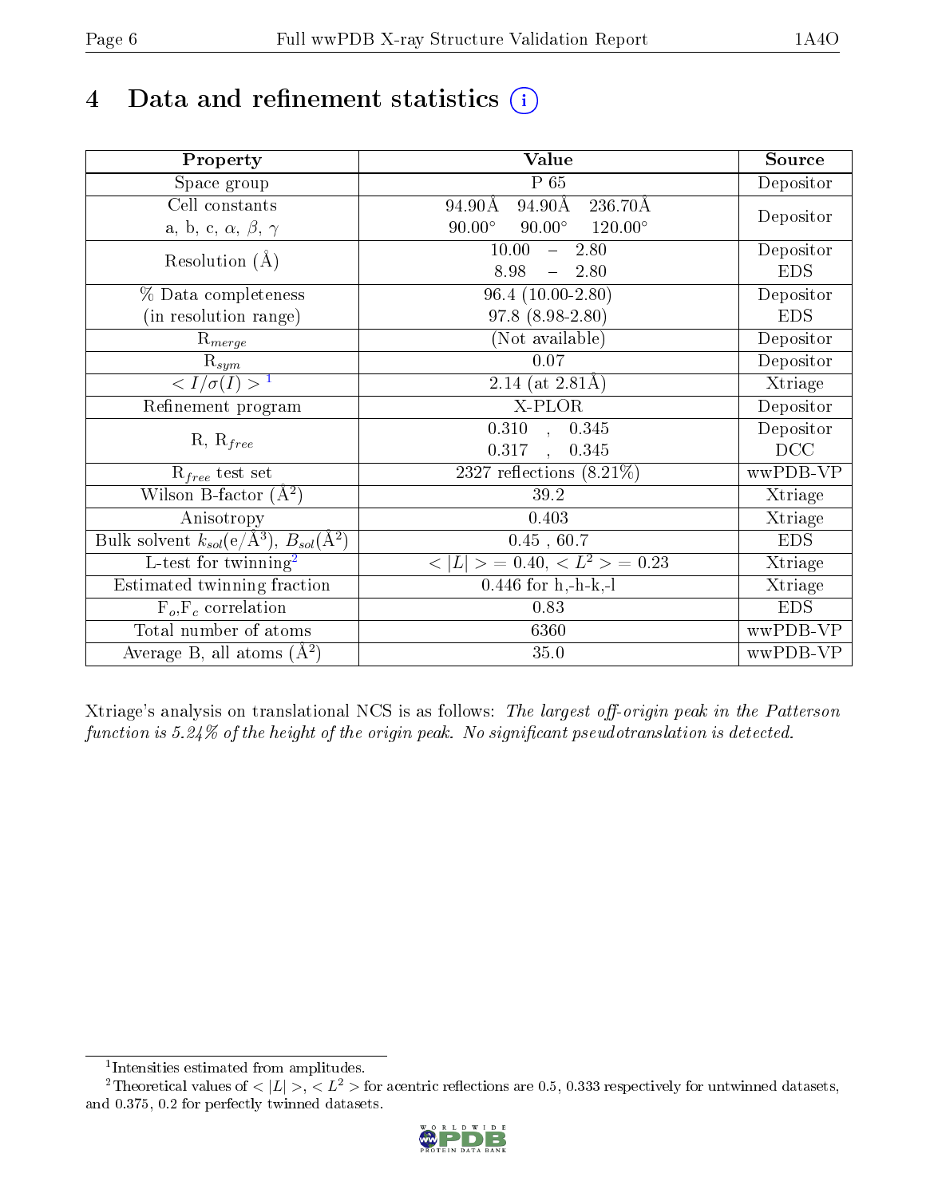# 4 Data and refinement statistics (i)

| Property | Value | Source |
|---|---|---|
| Space group | P 65 | Depositor |
| Cell constants<br>a, b, c, $\alpha$, $\beta$, $\gamma$ | 94.90Å 94.90Å 236.70Å<br>90.00° 90.00° 120.00° | Depositor |
| Resolution (Å) | 10.00 – 2.80<br>8.98 – 2.80 | Depositor<br>EDS |
| % Data completeness<br>(in resolution range) | 96.4 (10.00-2.80)<br>97.8 (8.98-2.80) | Depositor<br>EDS |
| $R_{merge}$ | (Not available) | Depositor |
| $R_{sym}$ | 0.07 | Depositor |
| $< I/\sigma(I) >$ [1] | 2.14 (at 2.81Å) | Xtriage |
| Refinement program | X-PLOR | Depositor |
| R, $R_{free}$ | 0.310 , 0.345<br>0.317 , 0.345 | Depositor<br>DCC |
| $R_{free}$ test set | 2327 reflections (8.21%) | wwPDB-VP |
| Wilson B-factor (Å$^2$) | 39.2 | Xtriage |
| Anisotropy | 0.403 | Xtriage |
| Bulk solvent $k_{sol}$(e/Å$^3$), $B_{sol}$(Å$^2$) | 0.45 , 60.7 | EDS |
| L-test for twinning[2] | $< \|L\| > = 0.40$, $< L^2 > = 0.23$ | Xtriage |
| Estimated twinning fraction | 0.446 for h,-h-k,-l | Xtriage |
| $F_o$,$F_c$ correlation | 0.83 | EDS |
| Total number of atoms | 6360 | wwPDB-VP |
| Average B, all atoms (Å$^2$) | 35.0 | wwPDB-VP |

Xtriage's analysis on translational NCS is as follows: *The largest off-origin peak in the Patterson function is 5.24% of the height of the origin peak. No significant pseudotranslation is detected.*

[1] Intensities estimated from amplitudes.

[2] Theoretical values of $< |L| >$, $< L^2 >$ for acentric reflections are 0.5, 0.333 respectively for untwinned datasets, and 0.375, 0.2 for perfectly twinned datasets.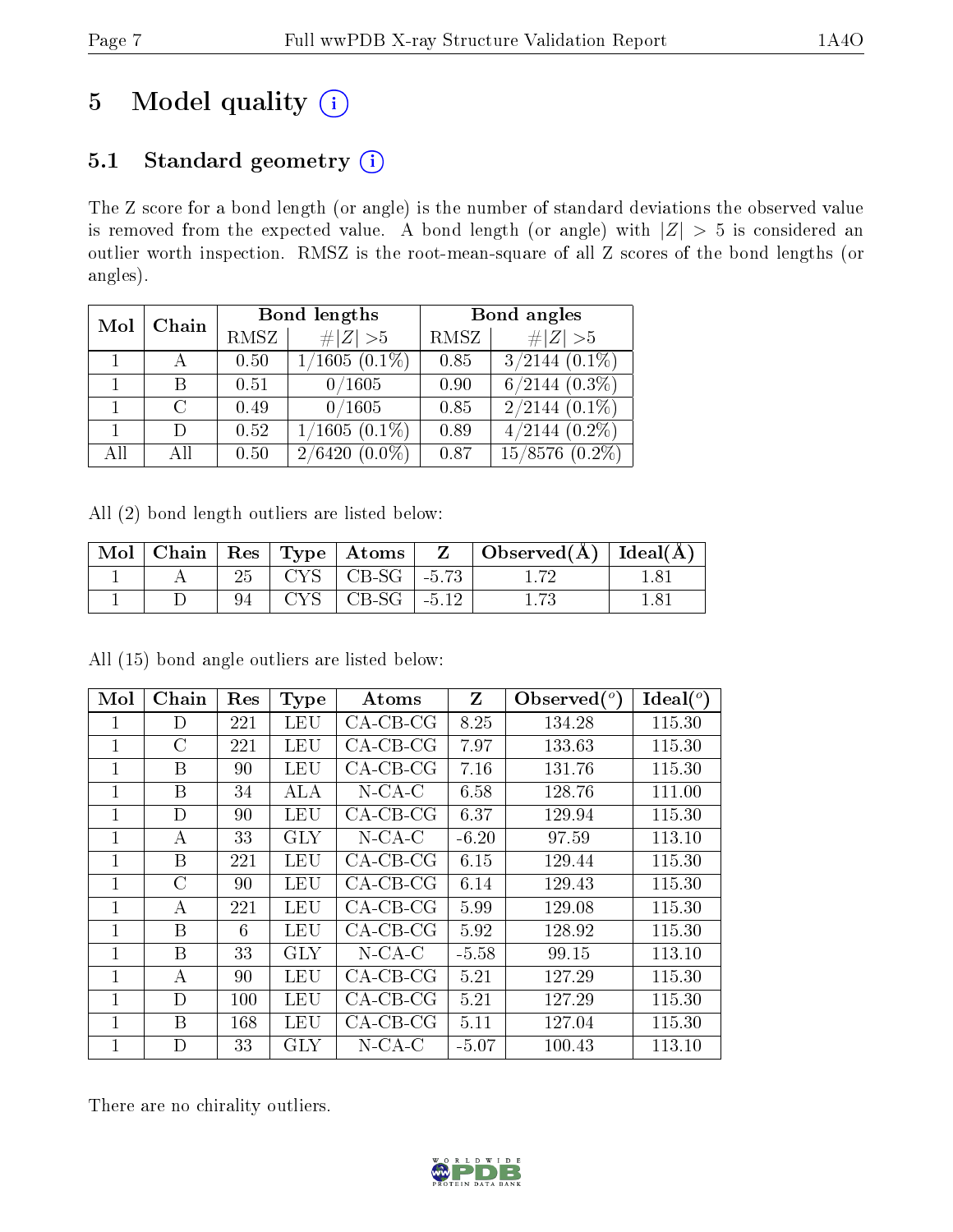# 5 Model quality (i)

## 5.1 Standard geometry (i)

The Z score for a bond length (or angle) is the number of standard deviations the observed value is removed from the expected value. A bond length (or angle) with $|Z| > 5$ is considered an outlier worth inspection. RMSZ is the root-mean-square of all Z scores of the bond lengths (or angles).

| Mol | Chain | Bond lengths | | Bond angles | |
|---|---|---|---|---|---|
| | | RMSZ | #\|Z\| >5 | RMSZ | #\|Z\| >5 |
| 1 | A | 0.50 | 1/1605 (0.1%) | 0.85 | 3/2144 (0.1%) |
| 1 | B | 0.51 | 0/1605 | 0.90 | 6/2144 (0.3%) |
| 1 | C | 0.49 | 0/1605 | 0.85 | 2/2144 (0.1%) |
| 1 | D | 0.52 | 1/1605 (0.1%) | 0.89 | 4/2144 (0.2%) |
| All | All | 0.50 | 2/6420 (0.0%) | 0.87 | 15/8576 (0.2%) |

All (2) bond length outliers are listed below:

| Mol | Chain | Res | Type | Atoms | Z | Observed(Å) | Ideal(Å) |
|---|---|---|---|---|---|---|---|
| 1 | A | 25 | CYS | CB-SG | -5.73 | 1.72 | 1.81 |
| 1 | D | 94 | CYS | CB-SG | -5.12 | 1.73 | 1.81 |

All (15) bond angle outliers are listed below:

| Mol | Chain | Res | Type | Atoms | Z | Observed($^o$) | Ideal($^o$) |
|---|---|---|---|---|---|---|---|
| 1 | D | 221 | LEU | CA-CB-CG | 8.25 | 134.28 | 115.30 |
| 1 | C | 221 | LEU | CA-CB-CG | 7.97 | 133.63 | 115.30 |
| 1 | B | 90 | LEU | CA-CB-CG | 7.16 | 131.76 | 115.30 |
| 1 | B | 34 | ALA | N-CA-C | 6.58 | 128.76 | 111.00 |
| 1 | D | 90 | LEU | CA-CB-CG | 6.37 | 129.94 | 115.30 |
| 1 | A | 33 | GLY | N-CA-C | -6.20 | 97.59 | 113.10 |
| 1 | B | 221 | LEU | CA-CB-CG | 6.15 | 129.44 | 115.30 |
| 1 | C | 90 | LEU | CA-CB-CG | 6.14 | 129.43 | 115.30 |
| 1 | A | 221 | LEU | CA-CB-CG | 5.99 | 129.08 | 115.30 |
| 1 | B | 6 | LEU | CA-CB-CG | 5.92 | 128.92 | 115.30 |
| 1 | B | 33 | GLY | N-CA-C | -5.58 | 99.15 | 113.10 |
| 1 | A | 90 | LEU | CA-CB-CG | 5.21 | 127.29 | 115.30 |
| 1 | D | 100 | LEU | CA-CB-CG | 5.21 | 127.29 | 115.30 |
| 1 | B | 168 | LEU | CA-CB-CG | 5.11 | 127.04 | 115.30 |
| 1 | D | 33 | GLY | N-CA-C | -5.07 | 100.43 | 113.10 |

There are no chirality outliers.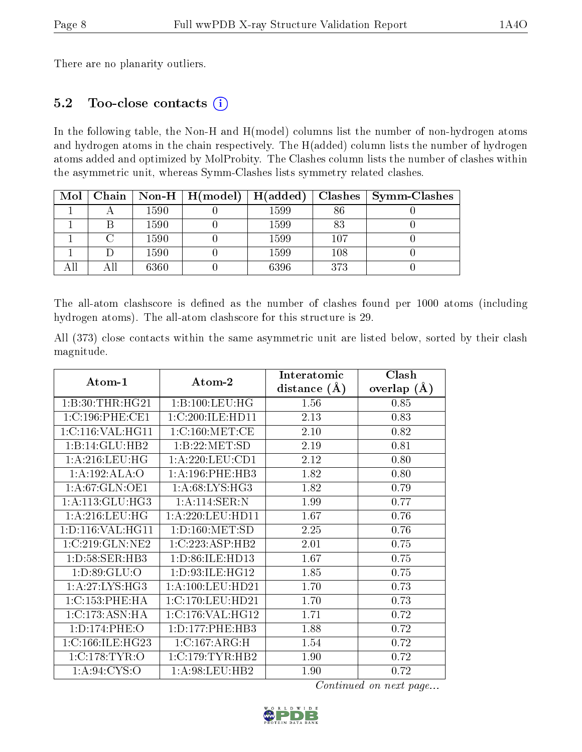There are no planarity outliers.

## 5.2 Too-close contacts

In the following table, the Non-H and H(model) columns list the number of non-hydrogen atoms and hydrogen atoms in the chain respectively. The H(added) column lists the number of hydrogen atoms added and optimized by MolProbity. The Clashes column lists the number of clashes within the asymmetric unit, whereas Symm-Clashes lists symmetry related clashes.

| Mol | Chain | Non-H | H(model) | H(added) | Clashes | Symm-Clashes |
|---|---|---|---|---|---|---|
| 1 | A | 1590 | 0 | 1599 | 86 | 0 |
| 1 | B | 1590 | 0 | 1599 | 83 | 0 |
| 1 | C | 1590 | 0 | 1599 | 107 | 0 |
| 1 | D | 1590 | 0 | 1599 | 108 | 0 |
| All | All | 6360 | 0 | 6396 | 373 | 0 |

The all-atom clashscore is defined as the number of clashes found per 1000 atoms (including hydrogen atoms). The all-atom clashscore for this structure is 29.

All (373) close contacts within the same asymmetric unit are listed below, sorted by their clash magnitude.

| Atom-1 | Atom-2 | Interatomic distance (Å) | Clash overlap (Å) |
|---|---|---|---|
| 1:B:30:THR:HG21 | 1:B:100:LEU:HG | 1.56 | 0.85 |
| 1:C:196:PHE:CE1 | 1:C:200:ILE:HD11 | 2.13 | 0.83 |
| 1:C:116:VAL:HG11 | 1:C:160:MET:CE | 2.10 | 0.82 |
| 1:B:14:GLU:HB2 | 1:B:22:MET:SD | 2.19 | 0.81 |
| 1:A:216:LEU:HG | 1:A:220:LEU:CD1 | 2.12 | 0.80 |
| 1:A:192:ALA:O | 1:A:196:PHE:HB3 | 1.82 | 0.80 |
| 1:A:67:GLN:OE1 | 1:A:68:LYS:HG3 | 1.82 | 0.79 |
| 1:A:113:GLU:HG3 | 1:A:114:SER:N | 1.99 | 0.77 |
| 1:A:216:LEU:HG | 1:A:220:LEU:HD11 | 1.67 | 0.76 |
| 1:D:116:VAL:HG11 | 1:D:160:MET:SD | 2.25 | 0.76 |
| 1:C:219:GLN:NE2 | 1:C:223:ASP:HB2 | 2.01 | 0.75 |
| 1:D:58:SER:HB3 | 1:D:86:ILE:HD13 | 1.67 | 0.75 |
| 1:D:89:GLU:O | 1:D:93:ILE:HG12 | 1.85 | 0.75 |
| 1:A:27:LYS:HG3 | 1:A:100:LEU:HD21 | 1.70 | 0.73 |
| 1:C:153:PHE:HA | 1:C:170:LEU:HD21 | 1.70 | 0.73 |
| 1:C:173:ASN:HA | 1:C:176:VAL:HG12 | 1.71 | 0.72 |
| 1:D:174:PHE:O | 1:D:177:PHE:HB3 | 1.88 | 0.72 |
| 1:C:166:ILE:HG23 | 1:C:167:ARG:H | 1.54 | 0.72 |
| 1:C:178:TYR:O | 1:C:179:TYR:HB2 | 1.90 | 0.72 |
| 1:A:94:CYS:O | 1:A:98:LEU:HB2 | 1.90 | 0.72 |

Continued on next page...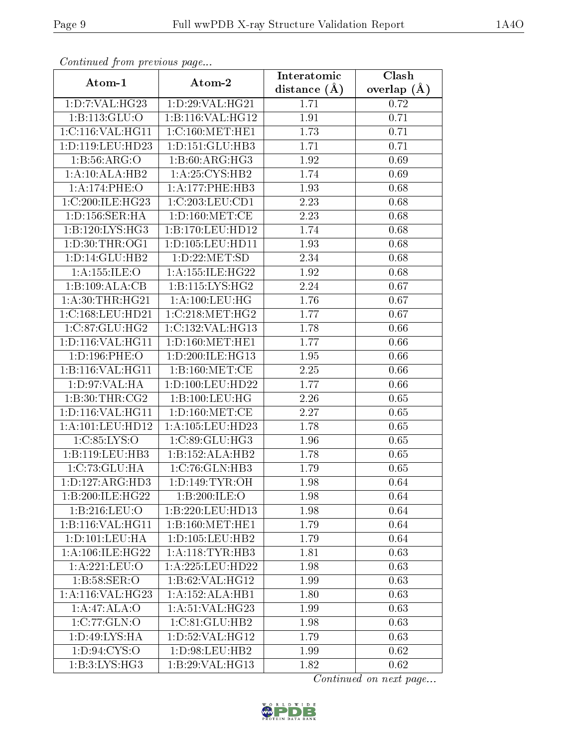*Continued from previous page...*

| Atom-1 | Atom-2 | Interatomic distance (Å) | Clash overlap (Å) |
|---|---|---|---|
| 1:D:7:VAL:HG23 | 1:D:29:VAL:HG21 | 1.71 | 0.72 |
| 1:B:113:GLU:O | 1:B:116:VAL:HG12 | 1.91 | 0.71 |
| 1:C:116:VAL:HG11 | 1:C:160:MET:HE1 | 1.73 | 0.71 |
| 1:D:119:LEU:HD23 | 1:D:151:GLU:HB3 | 1.71 | 0.71 |
| 1:B:56:ARG:O | 1:B:60:ARG:HG3 | 1.92 | 0.69 |
| 1:A:10:ALA:HB2 | 1:A:25:CYS:HB2 | 1.74 | 0.69 |
| 1:A:174:PHE:O | 1:A:177:PHE:HB3 | 1.93 | 0.68 |
| 1:C:200:ILE:HG23 | 1:C:203:LEU:CD1 | 2.23 | 0.68 |
| 1:D:156:SER:HA | 1:D:160:MET:CE | 2.23 | 0.68 |
| 1:B:120:LYS:HG3 | 1:B:170:LEU:HD12 | 1.74 | 0.68 |
| 1:D:30:THR:OG1 | 1:D:105:LEU:HD11 | 1.93 | 0.68 |
| 1:D:14:GLU:HB2 | 1:D:22:MET:SD | 2.34 | 0.68 |
| 1:A:155:ILE:O | 1:A:155:ILE:HG22 | 1.92 | 0.68 |
| 1:B:109:ALA:CB | 1:B:115:LYS:HG2 | 2.24 | 0.67 |
| 1:A:30:THR:HG21 | 1:A:100:LEU:HG | 1.76 | 0.67 |
| 1:C:168:LEU:HD21 | 1:C:218:MET:HG2 | 1.77 | 0.67 |
| 1:C:87:GLU:HG2 | 1:C:132:VAL:HG13 | 1.78 | 0.66 |
| 1:D:116:VAL:HG11 | 1:D:160:MET:HE1 | 1.77 | 0.66 |
| 1:D:196:PHE:O | 1:D:200:ILE:HG13 | 1.95 | 0.66 |
| 1:B:116:VAL:HG11 | 1:B:160:MET:CE | 2.25 | 0.66 |
| 1:D:97:VAL:HA | 1:D:100:LEU:HD22 | 1.77 | 0.66 |
| 1:B:30:THR:CG2 | 1:B:100:LEU:HG | 2.26 | 0.65 |
| 1:D:116:VAL:HG11 | 1:D:160:MET:CE | 2.27 | 0.65 |
| 1:A:101:LEU:HD12 | 1:A:105:LEU:HD23 | 1.78 | 0.65 |
| 1:C:85:LYS:O | 1:C:89:GLU:HG3 | 1.96 | 0.65 |
| 1:B:119:LEU:HB3 | 1:B:152:ALA:HB2 | 1.78 | 0.65 |
| 1:C:73:GLU:HA | 1:C:76:GLN:HB3 | 1.79 | 0.65 |
| 1:D:127:ARG:HD3 | 1:D:149:TYR:OH | 1.98 | 0.64 |
| 1:B:200:ILE:HG22 | 1:B:200:ILE:O | 1.98 | 0.64 |
| 1:B:216:LEU:O | 1:B:220:LEU:HD13 | 1.98 | 0.64 |
| 1:B:116:VAL:HG11 | 1:B:160:MET:HE1 | 1.79 | 0.64 |
| 1:D:101:LEU:HA | 1:D:105:LEU:HB2 | 1.79 | 0.64 |
| 1:A:106:ILE:HG22 | 1:A:118:TYR:HB3 | 1.81 | 0.63 |
| 1:A:221:LEU:O | 1:A:225:LEU:HD22 | 1.98 | 0.63 |
| 1:B:58:SER:O | 1:B:62:VAL:HG12 | 1.99 | 0.63 |
| 1:A:116:VAL:HG23 | 1:A:152:ALA:HB1 | 1.80 | 0.63 |
| 1:A:47:ALA:O | 1:A:51:VAL:HG23 | 1.99 | 0.63 |
| 1:C:77:GLN:O | 1:C:81:GLU:HB2 | 1.98 | 0.63 |
| 1:D:49:LYS:HA | 1:D:52:VAL:HG12 | 1.79 | 0.63 |
| 1:D:94:CYS:O | 1:D:98:LEU:HB2 | 1.99 | 0.62 |
| 1:B:3:LYS:HG3 | 1:B:29:VAL:HG13 | 1.82 | 0.62 |

*Continued on next page...*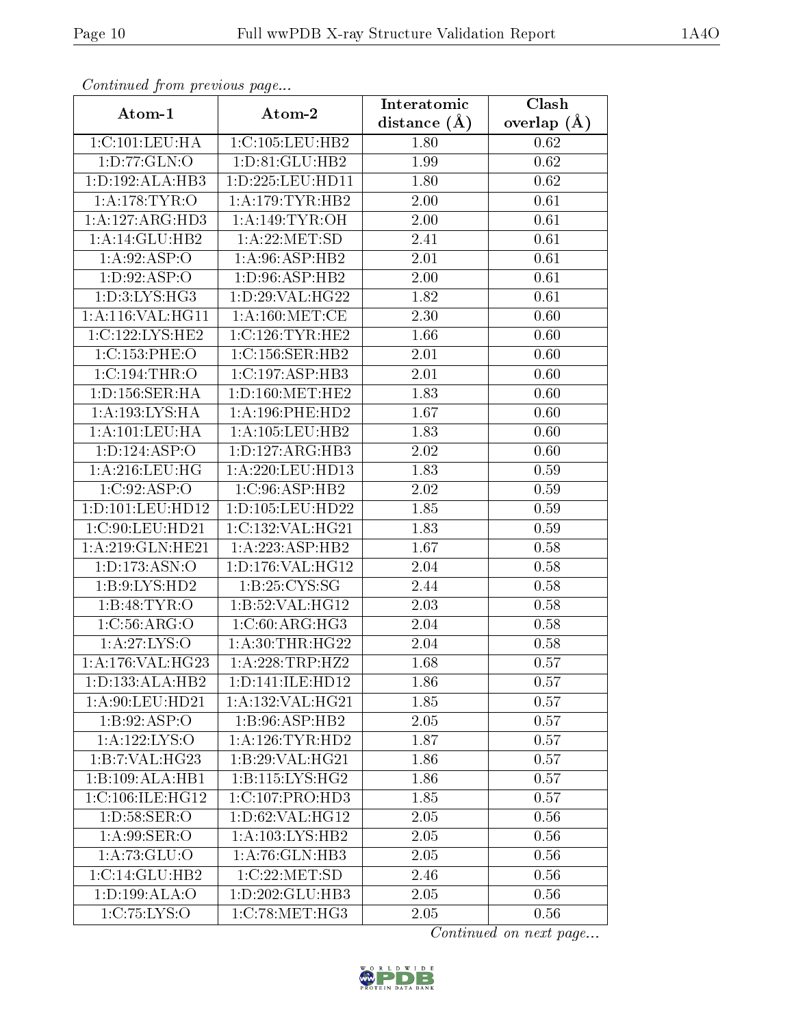*Continued from previous page...*

| Atom-1 | Atom-2 | Interatomic distance (Å) | Clash overlap (Å) |
|---|---|---|---|
| 1:C:101:LEU:HA | 1:C:105:LEU:HB2 | 1.80 | 0.62 |
| 1:D:77:GLN:O | 1:D:81:GLU:HB2 | 1.99 | 0.62 |
| 1:D:192:ALA:HB3 | 1:D:225:LEU:HD11 | 1.80 | 0.62 |
| 1:A:178:TYR:O | 1:A:179:TYR:HB2 | 2.00 | 0.61 |
| 1:A:127:ARG:HD3 | 1:A:149:TYR:OH | 2.00 | 0.61 |
| 1:A:14:GLU:HB2 | 1:A:22:MET:SD | 2.41 | 0.61 |
| 1:A:92:ASP:O | 1:A:96:ASP:HB2 | 2.01 | 0.61 |
| 1:D:92:ASP:O | 1:D:96:ASP:HB2 | 2.00 | 0.61 |
| 1:D:3:LYS:HG3 | 1:D:29:VAL:HG22 | 1.82 | 0.61 |
| 1:A:116:VAL:HG11 | 1:A:160:MET:CE | 2.30 | 0.60 |
| 1:C:122:LYS:HE2 | 1:C:126:TYR:HE2 | 1.66 | 0.60 |
| 1:C:153:PHE:O | 1:C:156:SER:HB2 | 2.01 | 0.60 |
| 1:C:194:THR:O | 1:C:197:ASP:HB3 | 2.01 | 0.60 |
| 1:D:156:SER:HA | 1:D:160:MET:HE2 | 1.83 | 0.60 |
| 1:A:193:LYS:HA | 1:A:196:PHE:HD2 | 1.67 | 0.60 |
| 1:A:101:LEU:HA | 1:A:105:LEU:HB2 | 1.83 | 0.60 |
| 1:D:124:ASP:O | 1:D:127:ARG:HB3 | 2.02 | 0.60 |
| 1:A:216:LEU:HG | 1:A:220:LEU:HD13 | 1.83 | 0.59 |
| 1:C:92:ASP:O | 1:C:96:ASP:HB2 | 2.02 | 0.59 |
| 1:D:101:LEU:HD12 | 1:D:105:LEU:HD22 | 1.85 | 0.59 |
| 1:C:90:LEU:HD21 | 1:C:132:VAL:HG21 | 1.83 | 0.59 |
| 1:A:219:GLN:HE21 | 1:A:223:ASP:HB2 | 1.67 | 0.58 |
| 1:D:173:ASN:O | 1:D:176:VAL:HG12 | 2.04 | 0.58 |
| 1:B:9:LYS:HD2 | 1:B:25:CYS:SG | 2.44 | 0.58 |
| 1:B:48:TYR:O | 1:B:52:VAL:HG12 | 2.03 | 0.58 |
| 1:C:56:ARG:O | 1:C:60:ARG:HG3 | 2.04 | 0.58 |
| 1:A:27:LYS:O | 1:A:30:THR:HG22 | 2.04 | 0.58 |
| 1:A:176:VAL:HG23 | 1:A:228:TRP:HZ2 | 1.68 | 0.57 |
| 1:D:133:ALA:HB2 | 1:D:141:ILE:HD12 | 1.86 | 0.57 |
| 1:A:90:LEU:HD21 | 1:A:132:VAL:HG21 | 1.85 | 0.57 |
| 1:B:92:ASP:O | 1:B:96:ASP:HB2 | 2.05 | 0.57 |
| 1:A:122:LYS:O | 1:A:126:TYR:HD2 | 1.87 | 0.57 |
| 1:B:7:VAL:HG23 | 1:B:29:VAL:HG21 | 1.86 | 0.57 |
| 1:B:109:ALA:HB1 | 1:B:115:LYS:HG2 | 1.86 | 0.57 |
| 1:C:106:ILE:HG12 | 1:C:107:PRO:HD3 | 1.85 | 0.57 |
| 1:D:58:SER:O | 1:D:62:VAL:HG12 | 2.05 | 0.56 |
| 1:A:99:SER:O | 1:A:103:LYS:HB2 | 2.05 | 0.56 |
| 1:A:73:GLU:O | 1:A:76:GLN:HB3 | 2.05 | 0.56 |
| 1:C:14:GLU:HB2 | 1:C:22:MET:SD | 2.46 | 0.56 |
| 1:D:199:ALA:O | 1:D:202:GLU:HB3 | 2.05 | 0.56 |
| 1:C:75:LYS:O | 1:C:78:MET:HG3 | 2.05 | 0.56 |

*Continued on next page...*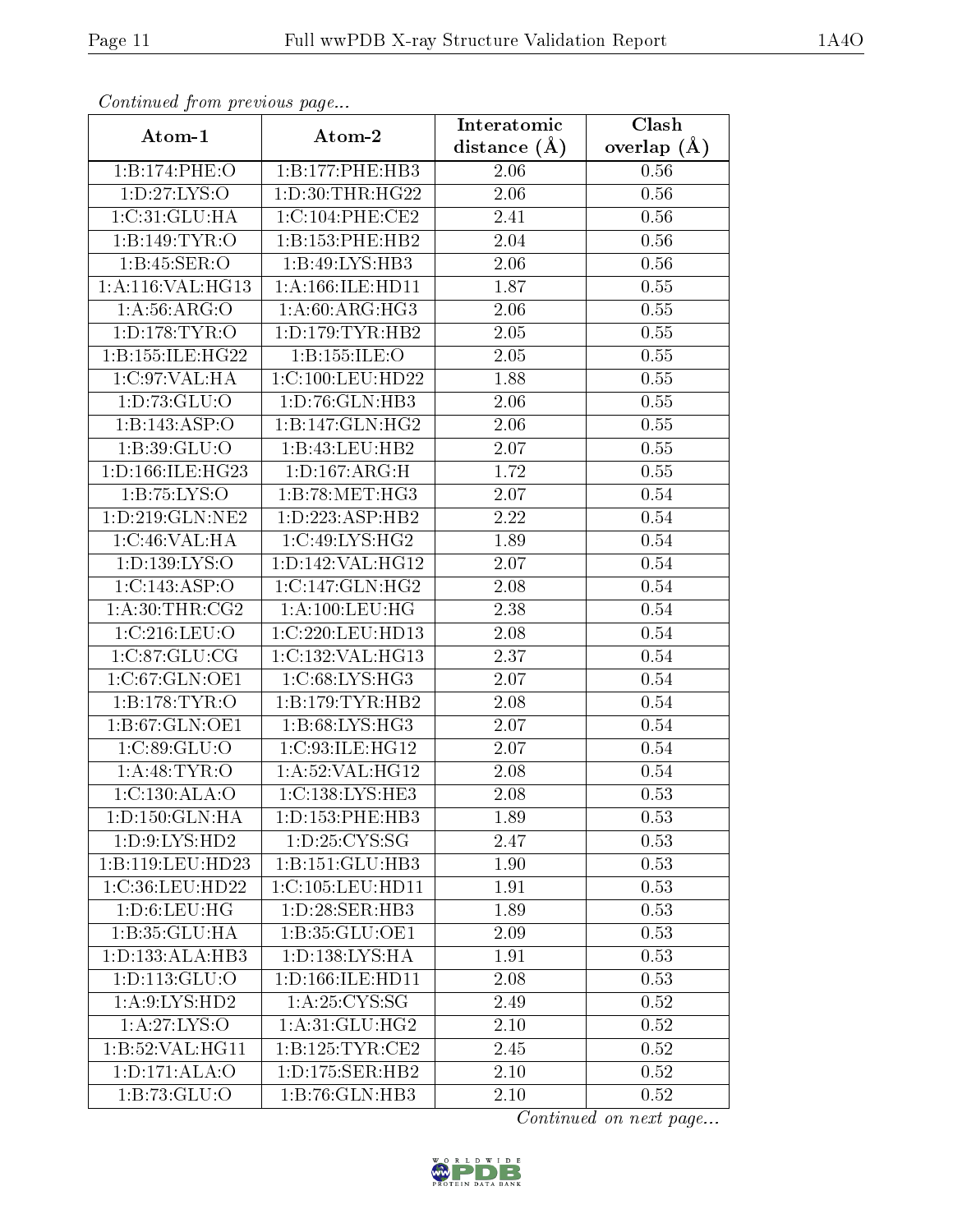*Continued from previous page...*

| Atom-1 | Atom-2 | Interatomic distance (Å) | Clash overlap (Å) |
|---|---|---|---|
| 1:B:174:PHE:O | 1:B:177:PHE:HB3 | 2.06 | 0.56 |
| 1:D:27:LYS:O | 1:D:30:THR:HG22 | 2.06 | 0.56 |
| 1:C:31:GLU:HA | 1:C:104:PHE:CE2 | 2.41 | 0.56 |
| 1:B:149:TYR:O | 1:B:153:PHE:HB2 | 2.04 | 0.56 |
| 1:B:45:SER:O | 1:B:49:LYS:HB3 | 2.06 | 0.56 |
| 1:A:116:VAL:HG13 | 1:A:166:ILE:HD11 | 1.87 | 0.55 |
| 1:A:56:ARG:O | 1:A:60:ARG:HG3 | 2.06 | 0.55 |
| 1:D:178:TYR:O | 1:D:179:TYR:HB2 | 2.05 | 0.55 |
| 1:B:155:ILE:HG22 | 1:B:155:ILE:O | 2.05 | 0.55 |
| 1:C:97:VAL:HA | 1:C:100:LEU:HD22 | 1.88 | 0.55 |
| 1:D:73:GLU:O | 1:D:76:GLN:HB3 | 2.06 | 0.55 |
| 1:B:143:ASP:O | 1:B:147:GLN:HG2 | 2.06 | 0.55 |
| 1:B:39:GLU:O | 1:B:43:LEU:HB2 | 2.07 | 0.55 |
| 1:D:166:ILE:HG23 | 1:D:167:ARG:H | 1.72 | 0.55 |
| 1:B:75:LYS:O | 1:B:78:MET:HG3 | 2.07 | 0.54 |
| 1:D:219:GLN:NE2 | 1:D:223:ASP:HB2 | 2.22 | 0.54 |
| 1:C:46:VAL:HA | 1:C:49:LYS:HG2 | 1.89 | 0.54 |
| 1:D:139:LYS:O | 1:D:142:VAL:HG12 | 2.07 | 0.54 |
| 1:C:143:ASP:O | 1:C:147:GLN:HG2 | 2.08 | 0.54 |
| 1:A:30:THR:CG2 | 1:A:100:LEU:HG | 2.38 | 0.54 |
| 1:C:216:LEU:O | 1:C:220:LEU:HD13 | 2.08 | 0.54 |
| 1:C:87:GLU:CG | 1:C:132:VAL:HG13 | 2.37 | 0.54 |
| 1:C:67:GLN:OE1 | 1:C:68:LYS:HG3 | 2.07 | 0.54 |
| 1:B:178:TYR:O | 1:B:179:TYR:HB2 | 2.08 | 0.54 |
| 1:B:67:GLN:OE1 | 1:B:68:LYS:HG3 | 2.07 | 0.54 |
| 1:C:89:GLU:O | 1:C:93:ILE:HG12 | 2.07 | 0.54 |
| 1:A:48:TYR:O | 1:A:52:VAL:HG12 | 2.08 | 0.54 |
| 1:C:130:ALA:O | 1:C:138:LYS:HE3 | 2.08 | 0.53 |
| 1:D:150:GLN:HA | 1:D:153:PHE:HB3 | 1.89 | 0.53 |
| 1:D:9:LYS:HD2 | 1:D:25:CYS:SG | 2.47 | 0.53 |
| 1:B:119:LEU:HD23 | 1:B:151:GLU:HB3 | 1.90 | 0.53 |
| 1:C:36:LEU:HD22 | 1:C:105:LEU:HD11 | 1.91 | 0.53 |
| 1:D:6:LEU:HG | 1:D:28:SER:HB3 | 1.89 | 0.53 |
| 1:B:35:GLU:HA | 1:B:35:GLU:OE1 | 2.09 | 0.53 |
| 1:D:133:ALA:HB3 | 1:D:138:LYS:HA | 1.91 | 0.53 |
| 1:D:113:GLU:O | 1:D:166:ILE:HD11 | 2.08 | 0.53 |
| 1:A:9:LYS:HD2 | 1:A:25:CYS:SG | 2.49 | 0.52 |
| 1:A:27:LYS:O | 1:A:31:GLU:HG2 | 2.10 | 0.52 |
| 1:B:52:VAL:HG11 | 1:B:125:TYR:CE2 | 2.45 | 0.52 |
| 1:D:171:ALA:O | 1:D:175:SER:HB2 | 2.10 | 0.52 |
| 1:B:73:GLU:O | 1:B:76:GLN:HB3 | 2.10 | 0.52 |

*Continued on next page...*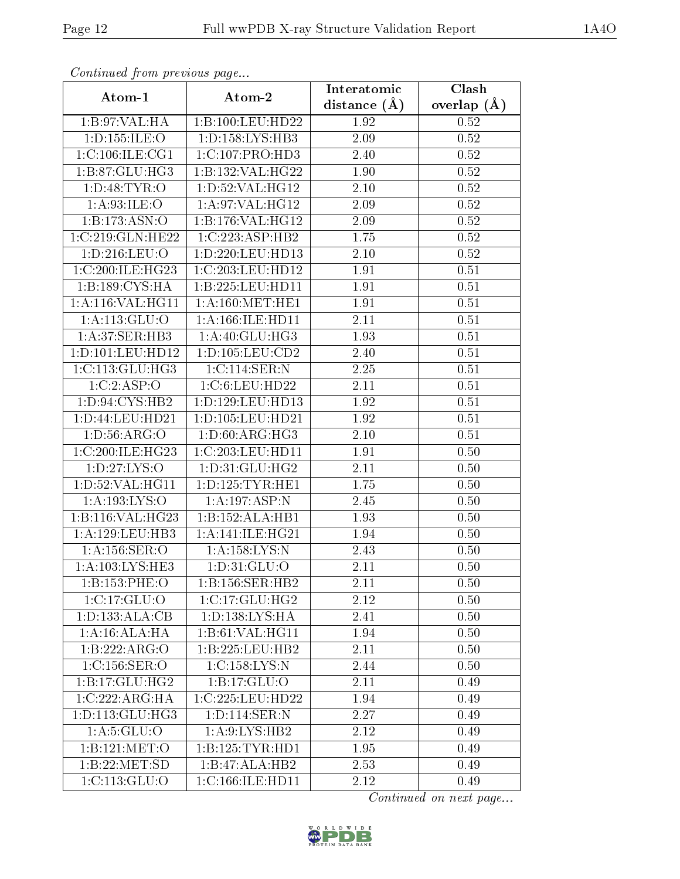*Continued from previous page...*

| Atom-1 | Atom-2 | Interatomic distance (Å) | Clash overlap (Å) |
|---|---|---|---|
| 1:B:97:VAL:HA | 1:B:100:LEU:HD22 | 1.92 | 0.52 |
| 1:D:155:ILE:O | 1:D:158:LYS:HB3 | 2.09 | 0.52 |
| 1:C:106:ILE:CG1 | 1:C:107:PRO:HD3 | 2.40 | 0.52 |
| 1:B:87:GLU:HG3 | 1:B:132:VAL:HG22 | 1.90 | 0.52 |
| 1:D:48:TYR:O | 1:D:52:VAL:HG12 | 2.10 | 0.52 |
| 1:A:93:ILE:O | 1:A:97:VAL:HG12 | 2.09 | 0.52 |
| 1:B:173:ASN:O | 1:B:176:VAL:HG12 | 2.09 | 0.52 |
| 1:C:219:GLN:HE22 | 1:C:223:ASP:HB2 | 1.75 | 0.52 |
| 1:D:216:LEU:O | 1:D:220:LEU:HD13 | 2.10 | 0.52 |
| 1:C:200:ILE:HG23 | 1:C:203:LEU:HD12 | 1.91 | 0.51 |
| 1:B:189:CYS:HA | 1:B:225:LEU:HD11 | 1.91 | 0.51 |
| 1:A:116:VAL:HG11 | 1:A:160:MET:HE1 | 1.91 | 0.51 |
| 1:A:113:GLU:O | 1:A:166:ILE:HD11 | 2.11 | 0.51 |
| 1:A:37:SER:HB3 | 1:A:40:GLU:HG3 | 1.93 | 0.51 |
| 1:D:101:LEU:HD12 | 1:D:105:LEU:CD2 | 2.40 | 0.51 |
| 1:C:113:GLU:HG3 | 1:C:114:SER:N | 2.25 | 0.51 |
| 1:C:2:ASP:O | 1:C:6:LEU:HD22 | 2.11 | 0.51 |
| 1:D:94:CYS:HB2 | 1:D:129:LEU:HD13 | 1.92 | 0.51 |
| 1:D:44:LEU:HD21 | 1:D:105:LEU:HD21 | 1.92 | 0.51 |
| 1:D:56:ARG:O | 1:D:60:ARG:HG3 | 2.10 | 0.51 |
| 1:C:200:ILE:HG23 | 1:C:203:LEU:HD11 | 1.91 | 0.50 |
| 1:D:27:LYS:O | 1:D:31:GLU:HG2 | 2.11 | 0.50 |
| 1:D:52:VAL:HG11 | 1:D:125:TYR:HE1 | 1.75 | 0.50 |
| 1:A:193:LYS:O | 1:A:197:ASP:N | 2.45 | 0.50 |
| 1:B:116:VAL:HG23 | 1:B:152:ALA:HB1 | 1.93 | 0.50 |
| 1:A:129:LEU:HB3 | 1:A:141:ILE:HG21 | 1.94 | 0.50 |
| 1:A:156:SER:O | 1:A:158:LYS:N | 2.43 | 0.50 |
| 1:A:103:LYS:HE3 | 1:D:31:GLU:O | 2.11 | 0.50 |
| 1:B:153:PHE:O | 1:B:156:SER:HB2 | 2.11 | 0.50 |
| 1:C:17:GLU:O | 1:C:17:GLU:HG2 | 2.12 | 0.50 |
| 1:D:133:ALA:CB | 1:D:138:LYS:HA | 2.41 | 0.50 |
| 1:A:16:ALA:HA | 1:B:61:VAL:HG11 | 1.94 | 0.50 |
| 1:B:222:ARG:O | 1:B:225:LEU:HB2 | 2.11 | 0.50 |
| 1:C:156:SER:O | 1:C:158:LYS:N | 2.44 | 0.50 |
| 1:B:17:GLU:HG2 | 1:B:17:GLU:O | 2.11 | 0.49 |
| 1:C:222:ARG:HA | 1:C:225:LEU:HD22 | 1.94 | 0.49 |
| 1:D:113:GLU:HG3 | 1:D:114:SER:N | 2.27 | 0.49 |
| 1:A:5:GLU:O | 1:A:9:LYS:HB2 | 2.12 | 0.49 |
| 1:B:121:MET:O | 1:B:125:TYR:HD1 | 1.95 | 0.49 |
| 1:B:22:MET:SD | 1:B:47:ALA:HB2 | 2.53 | 0.49 |
| 1:C:113:GLU:O | 1:C:166:ILE:HD11 | 2.12 | 0.49 |

*Continued on next page...*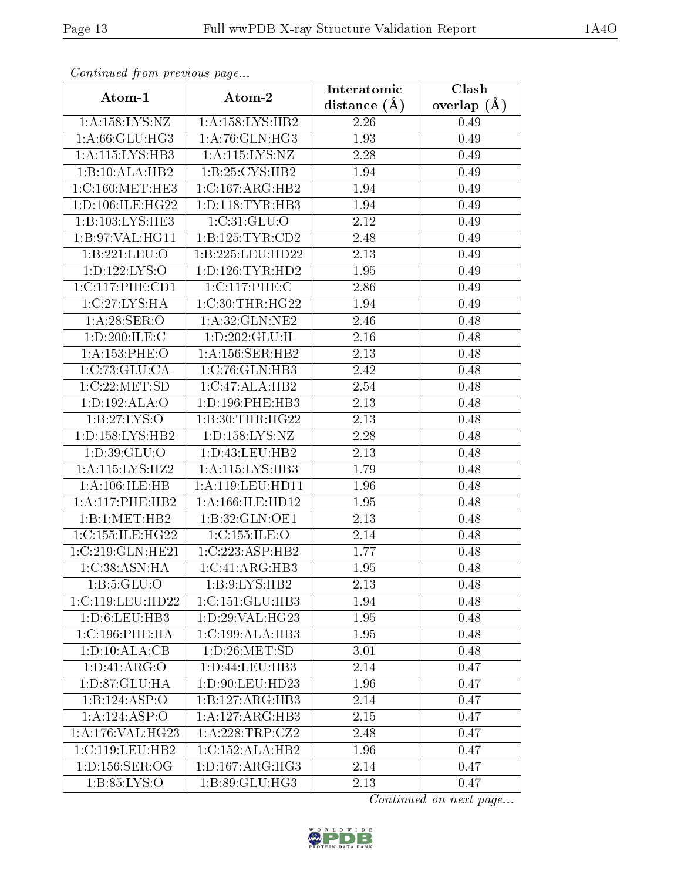*Continued from previous page...*

| Atom-1 | Atom-2 | Interatomic distance (Å) | Clash overlap (Å) |
|---|---|---|---|
| 1:A:158:LYS:NZ | 1:A:158:LYS:HB2 | 2.26 | 0.49 |
| 1:A:66:GLU:HG3 | 1:A:76:GLN:HG3 | 1.93 | 0.49 |
| 1:A:115:LYS:HB3 | 1:A:115:LYS:NZ | 2.28 | 0.49 |
| 1:B:10:ALA:HB2 | 1:B:25:CYS:HB2 | 1.94 | 0.49 |
| 1:C:160:MET:HE3 | 1:C:167:ARG:HB2 | 1.94 | 0.49 |
| 1:D:106:ILE:HG22 | 1:D:118:TYR:HB3 | 1.94 | 0.49 |
| 1:B:103:LYS:HE3 | 1:C:31:GLU:O | 2.12 | 0.49 |
| 1:B:97:VAL:HG11 | 1:B:125:TYR:CD2 | 2.48 | 0.49 |
| 1:B:221:LEU:O | 1:B:225:LEU:HD22 | 2.13 | 0.49 |
| 1:D:122:LYS:O | 1:D:126:TYR:HD2 | 1.95 | 0.49 |
| 1:C:117:PHE:CD1 | 1:C:117:PHE:C | 2.86 | 0.49 |
| 1:C:27:LYS:HA | 1:C:30:THR:HG22 | 1.94 | 0.49 |
| 1:A:28:SER:O | 1:A:32:GLN:NE2 | 2.46 | 0.48 |
| 1:D:200:ILE:C | 1:D:202:GLU:H | 2.16 | 0.48 |
| 1:A:153:PHE:O | 1:A:156:SER:HB2 | 2.13 | 0.48 |
| 1:C:73:GLU:CA | 1:C:76:GLN:HB3 | 2.42 | 0.48 |
| 1:C:22:MET:SD | 1:C:47:ALA:HB2 | 2.54 | 0.48 |
| 1:D:192:ALA:O | 1:D:196:PHE:HB3 | 2.13 | 0.48 |
| 1:B:27:LYS:O | 1:B:30:THR:HG22 | 2.13 | 0.48 |
| 1:D:158:LYS:HB2 | 1:D:158:LYS:NZ | 2.28 | 0.48 |
| 1:D:39:GLU:O | 1:D:43:LEU:HB2 | 2.13 | 0.48 |
| 1:A:115:LYS:HZ2 | 1:A:115:LYS:HB3 | 1.79 | 0.48 |
| 1:A:106:ILE:HB | 1:A:119:LEU:HD11 | 1.96 | 0.48 |
| 1:A:117:PHE:HB2 | 1:A:166:ILE:HD12 | 1.95 | 0.48 |
| 1:B:1:MET:HB2 | 1:B:32:GLN:OE1 | 2.13 | 0.48 |
| 1:C:155:ILE:HG22 | 1:C:155:ILE:O | 2.14 | 0.48 |
| 1:C:219:GLN:HE21 | 1:C:223:ASP:HB2 | 1.77 | 0.48 |
| 1:C:38:ASN:HA | 1:C:41:ARG:HB3 | 1.95 | 0.48 |
| 1:B:5:GLU:O | 1:B:9:LYS:HB2 | 2.13 | 0.48 |
| 1:C:119:LEU:HD22 | 1:C:151:GLU:HB3 | 1.94 | 0.48 |
| 1:D:6:LEU:HB3 | 1:D:29:VAL:HG23 | 1.95 | 0.48 |
| 1:C:196:PHE:HA | 1:C:199:ALA:HB3 | 1.95 | 0.48 |
| 1:D:10:ALA:CB | 1:D:26:MET:SD | 3.01 | 0.48 |
| 1:D:41:ARG:O | 1:D:44:LEU:HB3 | 2.14 | 0.47 |
| 1:D:87:GLU:HA | 1:D:90:LEU:HD23 | 1.96 | 0.47 |
| 1:B:124:ASP:O | 1:B:127:ARG:HB3 | 2.14 | 0.47 |
| 1:A:124:ASP:O | 1:A:127:ARG:HB3 | 2.15 | 0.47 |
| 1:A:176:VAL:HG23 | 1:A:228:TRP:CZ2 | 2.48 | 0.47 |
| 1:C:119:LEU:HB2 | 1:C:152:ALA:HB2 | 1.96 | 0.47 |
| 1:D:156:SER:OG | 1:D:167:ARG:HG3 | 2.14 | 0.47 |
| 1:B:85:LYS:O | 1:B:89:GLU:HG3 | 2.13 | 0.47 |

*Continued on next page...*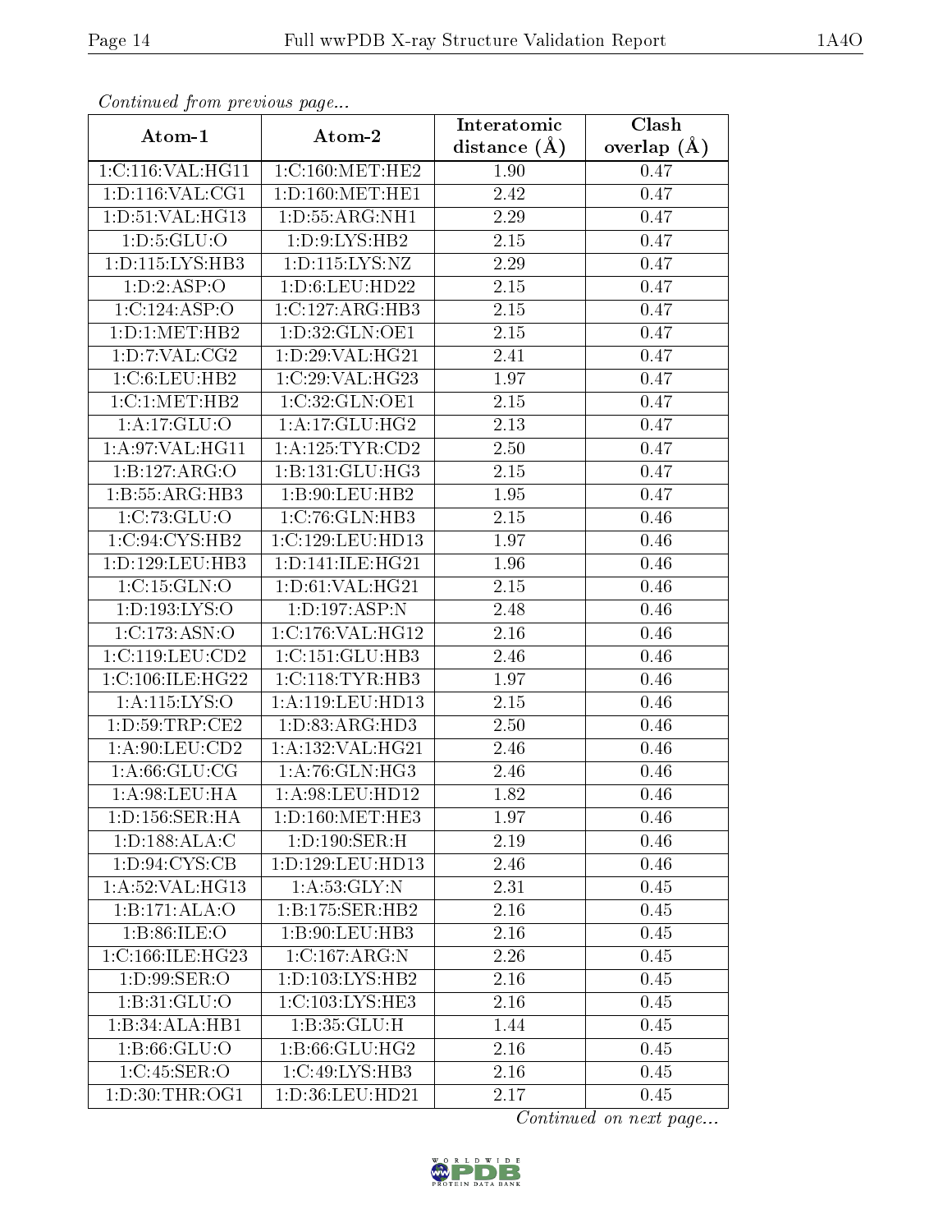*Continued from previous page...*

| Atom-1 | Atom-2 | Interatomic distance (Å) | Clash overlap (Å) |
|---|---|---|---|
| 1:C:116:VAL:HG11 | 1:C:160:MET:HE2 | 1.90 | 0.47 |
| 1:D:116:VAL:CG1 | 1:D:160:MET:HE1 | 2.42 | 0.47 |
| 1:D:51:VAL:HG13 | 1:D:55:ARG:NH1 | 2.29 | 0.47 |
| 1:D:5:GLU:O | 1:D:9:LYS:HB2 | 2.15 | 0.47 |
| 1:D:115:LYS:HB3 | 1:D:115:LYS:NZ | 2.29 | 0.47 |
| 1:D:2:ASP:O | 1:D:6:LEU:HD22 | 2.15 | 0.47 |
| 1:C:124:ASP:O | 1:C:127:ARG:HB3 | 2.15 | 0.47 |
| 1:D:1:MET:HB2 | 1:D:32:GLN:OE1 | 2.15 | 0.47 |
| 1:D:7:VAL:CG2 | 1:D:29:VAL:HG21 | 2.41 | 0.47 |
| 1:C:6:LEU:HB2 | 1:C:29:VAL:HG23 | 1.97 | 0.47 |
| 1:C:1:MET:HB2 | 1:C:32:GLN:OE1 | 2.15 | 0.47 |
| 1:A:17:GLU:O | 1:A:17:GLU:HG2 | 2.13 | 0.47 |
| 1:A:97:VAL:HG11 | 1:A:125:TYR:CD2 | 2.50 | 0.47 |
| 1:B:127:ARG:O | 1:B:131:GLU:HG3 | 2.15 | 0.47 |
| 1:B:55:ARG:HB3 | 1:B:90:LEU:HB2 | 1.95 | 0.47 |
| 1:C:73:GLU:O | 1:C:76:GLN:HB3 | 2.15 | 0.46 |
| 1:C:94:CYS:HB2 | 1:C:129:LEU:HD13 | 1.97 | 0.46 |
| 1:D:129:LEU:HB3 | 1:D:141:ILE:HG21 | 1.96 | 0.46 |
| 1:C:15:GLN:O | 1:D:61:VAL:HG21 | 2.15 | 0.46 |
| 1:D:193:LYS:O | 1:D:197:ASP:N | 2.48 | 0.46 |
| 1:C:173:ASN:O | 1:C:176:VAL:HG12 | 2.16 | 0.46 |
| 1:C:119:LEU:CD2 | 1:C:151:GLU:HB3 | 2.46 | 0.46 |
| 1:C:106:ILE:HG22 | 1:C:118:TYR:HB3 | 1.97 | 0.46 |
| 1:A:115:LYS:O | 1:A:119:LEU:HD13 | 2.15 | 0.46 |
| 1:D:59:TRP:CE2 | 1:D:83:ARG:HD3 | 2.50 | 0.46 |
| 1:A:90:LEU:CD2 | 1:A:132:VAL:HG21 | 2.46 | 0.46 |
| 1:A:66:GLU:CG | 1:A:76:GLN:HG3 | 2.46 | 0.46 |
| 1:A:98:LEU:HA | 1:A:98:LEU:HD12 | 1.82 | 0.46 |
| 1:D:156:SER:HA | 1:D:160:MET:HE3 | 1.97 | 0.46 |
| 1:D:188:ALA:C | 1:D:190:SER:H | 2.19 | 0.46 |
| 1:D:94:CYS:CB | 1:D:129:LEU:HD13 | 2.46 | 0.46 |
| 1:A:52:VAL:HG13 | 1:A:53:GLY:N | 2.31 | 0.45 |
| 1:B:171:ALA:O | 1:B:175:SER:HB2 | 2.16 | 0.45 |
| 1:B:86:ILE:O | 1:B:90:LEU:HB3 | 2.16 | 0.45 |
| 1:C:166:ILE:HG23 | 1:C:167:ARG:N | 2.26 | 0.45 |
| 1:D:99:SER:O | 1:D:103:LYS:HB2 | 2.16 | 0.45 |
| 1:B:31:GLU:O | 1:C:103:LYS:HE3 | 2.16 | 0.45 |
| 1:B:34:ALA:HB1 | 1:B:35:GLU:H | 1.44 | 0.45 |
| 1:B:66:GLU:O | 1:B:66:GLU:HG2 | 2.16 | 0.45 |
| 1:C:45:SER:O | 1:C:49:LYS:HB3 | 2.16 | 0.45 |
| 1:D:30:THR:OG1 | 1:D:36:LEU:HD21 | 2.17 | 0.45 |

*Continued on next page...*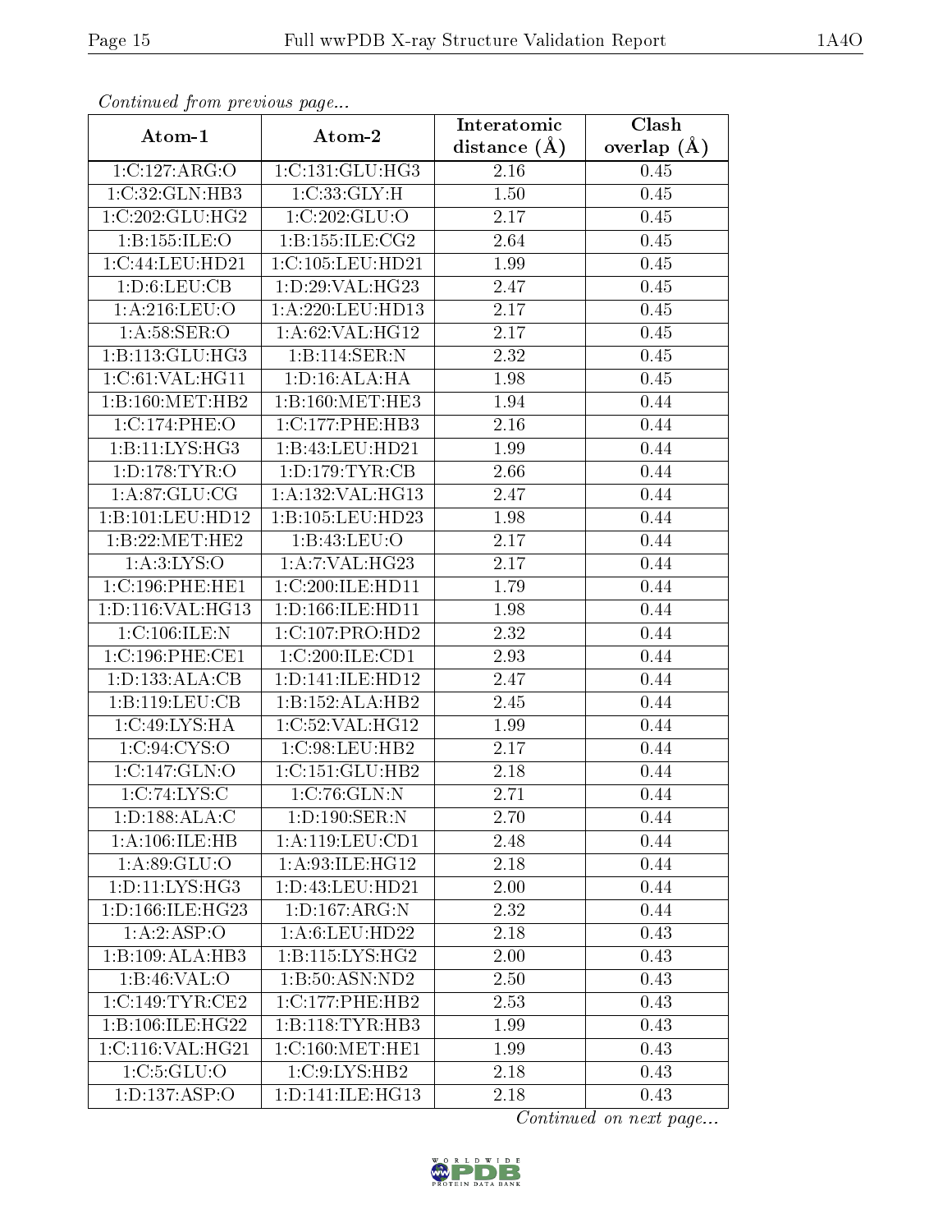*Continued from previous page...*

| Atom-1 | Atom-2 | Interatomic distance (Å) | Clash overlap (Å) |
| --- | --- | --- | --- |
| 1:C:127:ARG:O | 1:C:131:GLU:HG3 | 2.16 | 0.45 |
| 1:C:32:GLN:HB3 | 1:C:33:GLY:H | 1.50 | 0.45 |
| 1:C:202:GLU:HG2 | 1:C:202:GLU:O | 2.17 | 0.45 |
| 1:B:155:ILE:O | 1:B:155:ILE:CG2 | 2.64 | 0.45 |
| 1:C:44:LEU:HD21 | 1:C:105:LEU:HD21 | 1.99 | 0.45 |
| 1:D:6:LEU:CB | 1:D:29:VAL:HG23 | 2.47 | 0.45 |
| 1:A:216:LEU:O | 1:A:220:LEU:HD13 | 2.17 | 0.45 |
| 1:A:58:SER:O | 1:A:62:VAL:HG12 | 2.17 | 0.45 |
| 1:B:113:GLU:HG3 | 1:B:114:SER:N | 2.32 | 0.45 |
| 1:C:61:VAL:HG11 | 1:D:16:ALA:HA | 1.98 | 0.45 |
| 1:B:160:MET:HB2 | 1:B:160:MET:HE3 | 1.94 | 0.44 |
| 1:C:174:PHE:O | 1:C:177:PHE:HB3 | 2.16 | 0.44 |
| 1:B:11:LYS:HG3 | 1:B:43:LEU:HD21 | 1.99 | 0.44 |
| 1:D:178:TYR:O | 1:D:179:TYR:CB | 2.66 | 0.44 |
| 1:A:87:GLU:CG | 1:A:132:VAL:HG13 | 2.47 | 0.44 |
| 1:B:101:LEU:HD12 | 1:B:105:LEU:HD23 | 1.98 | 0.44 |
| 1:B:22:MET:HE2 | 1:B:43:LEU:O | 2.17 | 0.44 |
| 1:A:3:LYS:O | 1:A:7:VAL:HG23 | 2.17 | 0.44 |
| 1:C:196:PHE:HE1 | 1:C:200:ILE:HD11 | 1.79 | 0.44 |
| 1:D:116:VAL:HG13 | 1:D:166:ILE:HD11 | 1.98 | 0.44 |
| 1:C:106:ILE:N | 1:C:107:PRO:HD2 | 2.32 | 0.44 |
| 1:C:196:PHE:CE1 | 1:C:200:ILE:CD1 | 2.93 | 0.44 |
| 1:D:133:ALA:CB | 1:D:141:ILE:HD12 | 2.47 | 0.44 |
| 1:B:119:LEU:CB | 1:B:152:ALA:HB2 | 2.45 | 0.44 |
| 1:C:49:LYS:HA | 1:C:52:VAL:HG12 | 1.99 | 0.44 |
| 1:C:94:CYS:O | 1:C:98:LEU:HB2 | 2.17 | 0.44 |
| 1:C:147:GLN:O | 1:C:151:GLU:HB2 | 2.18 | 0.44 |
| 1:C:74:LYS:C | 1:C:76:GLN:N | 2.71 | 0.44 |
| 1:D:188:ALA:C | 1:D:190:SER:N | 2.70 | 0.44 |
| 1:A:106:ILE:HB | 1:A:119:LEU:CD1 | 2.48 | 0.44 |
| 1:A:89:GLU:O | 1:A:93:ILE:HG12 | 2.18 | 0.44 |
| 1:D:11:LYS:HG3 | 1:D:43:LEU:HD21 | 2.00 | 0.44 |
| 1:D:166:ILE:HG23 | 1:D:167:ARG:N | 2.32 | 0.44 |
| 1:A:2:ASP:O | 1:A:6:LEU:HD22 | 2.18 | 0.43 |
| 1:B:109:ALA:HB3 | 1:B:115:LYS:HG2 | 2.00 | 0.43 |
| 1:B:46:VAL:O | 1:B:50:ASN:ND2 | 2.50 | 0.43 |
| 1:C:149:TYR:CE2 | 1:C:177:PHE:HB2 | 2.53 | 0.43 |
| 1:B:106:ILE:HG22 | 1:B:118:TYR:HB3 | 1.99 | 0.43 |
| 1:C:116:VAL:HG21 | 1:C:160:MET:HE1 | 1.99 | 0.43 |
| 1:C:5:GLU:O | 1:C:9:LYS:HB2 | 2.18 | 0.43 |
| 1:D:137:ASP:O | 1:D:141:ILE:HG13 | 2.18 | 0.43 |

*Continued on next page...*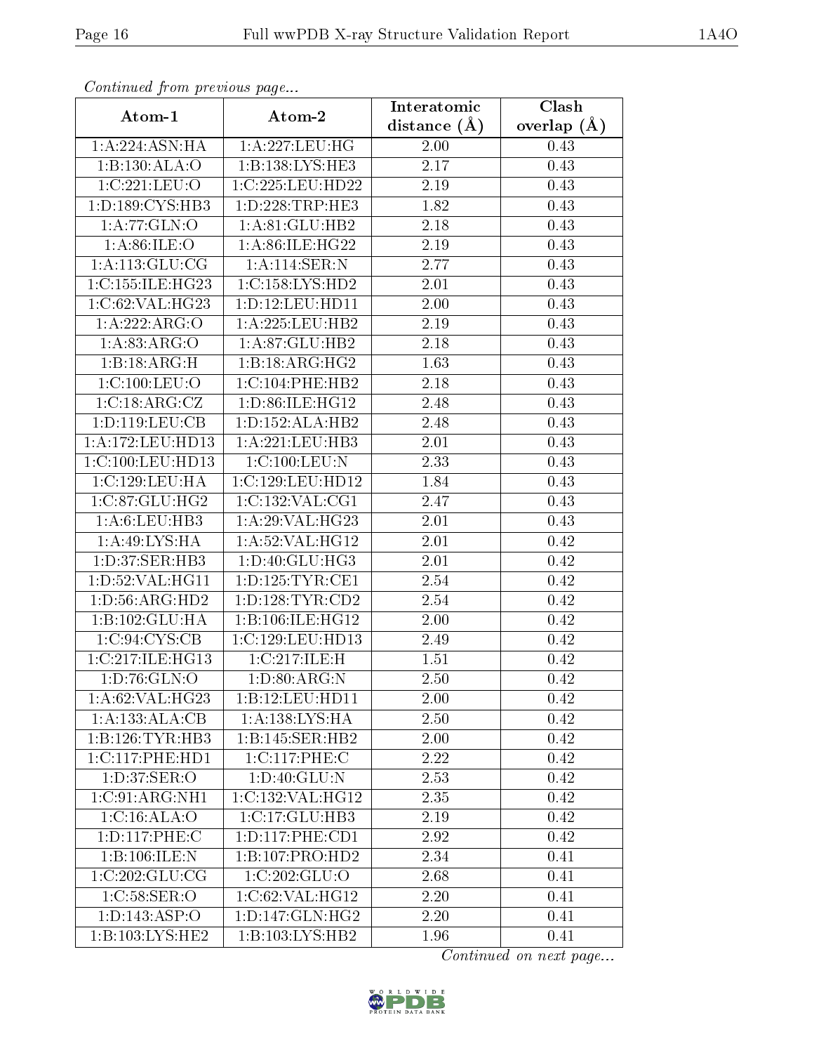*Continued from previous page...*

| Atom-1 | Atom-2 | Interatomic distance (Å) | Clash overlap (Å) |
|---|---|---|---|
| 1:A:224:ASN:HA | 1:A:227:LEU:HG | 2.00 | 0.43 |
| 1:B:130:ALA:O | 1:B:138:LYS:HE3 | 2.17 | 0.43 |
| 1:C:221:LEU:O | 1:C:225:LEU:HD22 | 2.19 | 0.43 |
| 1:D:189:CYS:HB3 | 1:D:228:TRP:HE3 | 1.82 | 0.43 |
| 1:A:77:GLN:O | 1:A:81:GLU:HB2 | 2.18 | 0.43 |
| 1:A:86:ILE:O | 1:A:86:ILE:HG22 | 2.19 | 0.43 |
| 1:A:113:GLU:CG | 1:A:114:SER:N | 2.77 | 0.43 |
| 1:C:155:ILE:HG23 | 1:C:158:LYS:HD2 | 2.01 | 0.43 |
| 1:C:62:VAL:HG23 | 1:D:12:LEU:HD11 | 2.00 | 0.43 |
| 1:A:222:ARG:O | 1:A:225:LEU:HB2 | 2.19 | 0.43 |
| 1:A:83:ARG:O | 1:A:87:GLU:HB2 | 2.18 | 0.43 |
| 1:B:18:ARG:H | 1:B:18:ARG:HG2 | 1.63 | 0.43 |
| 1:C:100:LEU:O | 1:C:104:PHE:HB2 | 2.18 | 0.43 |
| 1:C:18:ARG:CZ | 1:D:86:ILE:HG12 | 2.48 | 0.43 |
| 1:D:119:LEU:CB | 1:D:152:ALA:HB2 | 2.48 | 0.43 |
| 1:A:172:LEU:HD13 | 1:A:221:LEU:HB3 | 2.01 | 0.43 |
| 1:C:100:LEU:HD13 | 1:C:100:LEU:N | 2.33 | 0.43 |
| 1:C:129:LEU:HA | 1:C:129:LEU:HD12 | 1.84 | 0.43 |
| 1:C:87:GLU:HG2 | 1:C:132:VAL:CG1 | 2.47 | 0.43 |
| 1:A:6:LEU:HB3 | 1:A:29:VAL:HG23 | 2.01 | 0.43 |
| 1:A:49:LYS:HA | 1:A:52:VAL:HG12 | 2.01 | 0.42 |
| 1:D:37:SER:HB3 | 1:D:40:GLU:HG3 | 2.01 | 0.42 |
| 1:D:52:VAL:HG11 | 1:D:125:TYR:CE1 | 2.54 | 0.42 |
| 1:D:56:ARG:HD2 | 1:D:128:TYR:CD2 | 2.54 | 0.42 |
| 1:B:102:GLU:HA | 1:B:106:ILE:HG12 | 2.00 | 0.42 |
| 1:C:94:CYS:CB | 1:C:129:LEU:HD13 | 2.49 | 0.42 |
| 1:C:217:ILE:HG13 | 1:C:217:ILE:H | 1.51 | 0.42 |
| 1:D:76:GLN:O | 1:D:80:ARG:N | 2.50 | 0.42 |
| 1:A:62:VAL:HG23 | 1:B:12:LEU:HD11 | 2.00 | 0.42 |
| 1:A:133:ALA:CB | 1:A:138:LYS:HA | 2.50 | 0.42 |
| 1:B:126:TYR:HB3 | 1:B:145:SER:HB2 | 2.00 | 0.42 |
| 1:C:117:PHE:HD1 | 1:C:117:PHE:C | 2.22 | 0.42 |
| 1:D:37:SER:O | 1:D:40:GLU:N | 2.53 | 0.42 |
| 1:C:91:ARG:NH1 | 1:C:132:VAL:HG12 | 2.35 | 0.42 |
| 1:C:16:ALA:O | 1:C:17:GLU:HB3 | 2.19 | 0.42 |
| 1:D:117:PHE:C | 1:D:117:PHE:CD1 | 2.92 | 0.42 |
| 1:B:106:ILE:N | 1:B:107:PRO:HD2 | 2.34 | 0.41 |
| 1:C:202:GLU:CG | 1:C:202:GLU:O | 2.68 | 0.41 |
| 1:C:58:SER:O | 1:C:62:VAL:HG12 | 2.20 | 0.41 |
| 1:D:143:ASP:O | 1:D:147:GLN:HG2 | 2.20 | 0.41 |
| 1:B:103:LYS:HE2 | 1:B:103:LYS:HB2 | 1.96 | 0.41 |

*Continued on next page...*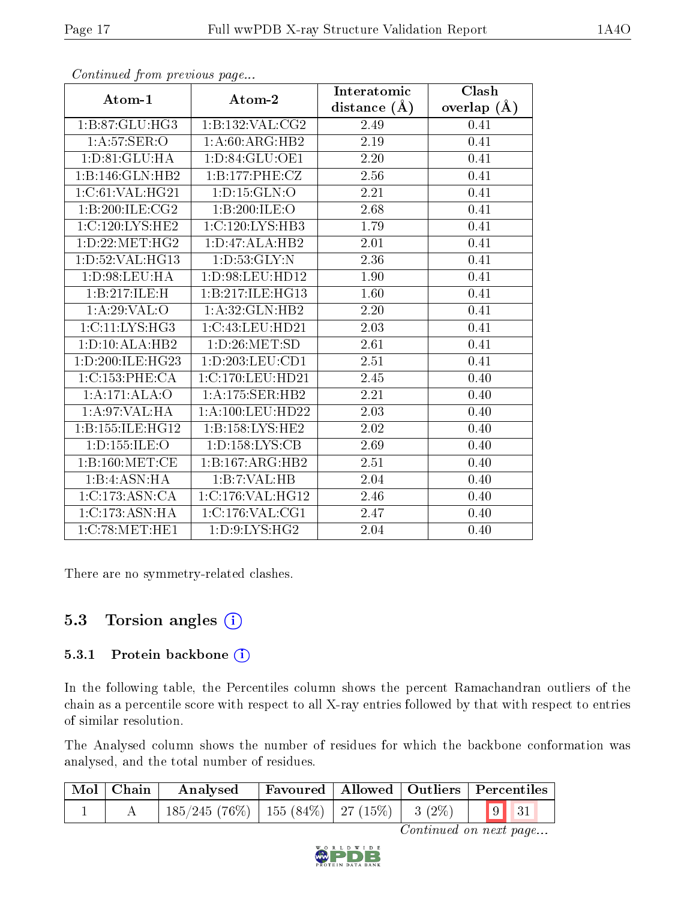*Continued from previous page...*

| Atom-1 | Atom-2 | Interatomic distance (Å) | Clash overlap (Å) |
|---|---|---|---|
| 1:B:87:GLU:HG3 | 1:B:132:VAL:CG2 | 2.49 | 0.41 |
| 1:A:57:SER:O | 1:A:60:ARG:HB2 | 2.19 | 0.41 |
| 1:D:81:GLU:HA | 1:D:84:GLU:OE1 | 2.20 | 0.41 |
| 1:B:146:GLN:HB2 | 1:B:177:PHE:CZ | 2.56 | 0.41 |
| 1:C:61:VAL:HG21 | 1:D:15:GLN:O | 2.21 | 0.41 |
| 1:B:200:ILE:CG2 | 1:B:200:ILE:O | 2.68 | 0.41 |
| 1:C:120:LYS:HE2 | 1:C:120:LYS:HB3 | 1.79 | 0.41 |
| 1:D:22:MET:HG2 | 1:D:47:ALA:HB2 | 2.01 | 0.41 |
| 1:D:52:VAL:HG13 | 1:D:53:GLY:N | 2.36 | 0.41 |
| 1:D:98:LEU:HA | 1:D:98:LEU:HD12 | 1.90 | 0.41 |
| 1:B:217:ILE:H | 1:B:217:ILE:HG13 | 1.60 | 0.41 |
| 1:A:29:VAL:O | 1:A:32:GLN:HB2 | 2.20 | 0.41 |
| 1:C:11:LYS:HG3 | 1:C:43:LEU:HD21 | 2.03 | 0.41 |
| 1:D:10:ALA:HB2 | 1:D:26:MET:SD | 2.61 | 0.41 |
| 1:D:200:ILE:HG23 | 1:D:203:LEU:CD1 | 2.51 | 0.41 |
| 1:C:153:PHE:CA | 1:C:170:LEU:HD21 | 2.45 | 0.40 |
| 1:A:171:ALA:O | 1:A:175:SER:HB2 | 2.21 | 0.40 |
| 1:A:97:VAL:HA | 1:A:100:LEU:HD22 | 2.03 | 0.40 |
| 1:B:155:ILE:HG12 | 1:B:158:LYS:HE2 | 2.02 | 0.40 |
| 1:D:155:ILE:O | 1:D:158:LYS:CB | 2.69 | 0.40 |
| 1:B:160:MET:CE | 1:B:167:ARG:HB2 | 2.51 | 0.40 |
| 1:B:4:ASN:HA | 1:B:7:VAL:HB | 2.04 | 0.40 |
| 1:C:173:ASN:CA | 1:C:176:VAL:HG12 | 2.46 | 0.40 |
| 1:C:173:ASN:HA | 1:C:176:VAL:CG1 | 2.47 | 0.40 |
| 1:C:78:MET:HE1 | 1:D:9:LYS:HG2 | 2.04 | 0.40 |

There are no symmetry-related clashes.

## 5.3 Torsion angles

### 5.3.1 Protein backbone

In the following table, the Percentiles column shows the percent Ramachandran outliers of the chain as a percentile score with respect to all X-ray entries followed by that with respect to entries of similar resolution.

The Analysed column shows the number of residues for which the backbone conformation was analysed, and the total number of residues.

| Mol | Chain | Analysed | Favoured | Allowed | Outliers | Percentiles | |
|---|---|---|---|---|---|---|---|
| 1 | A | 185/245 (76%) | 155 (84%) | 27 (15%) | 3 (2%) | 9 | 31 |

*Continued on next page...*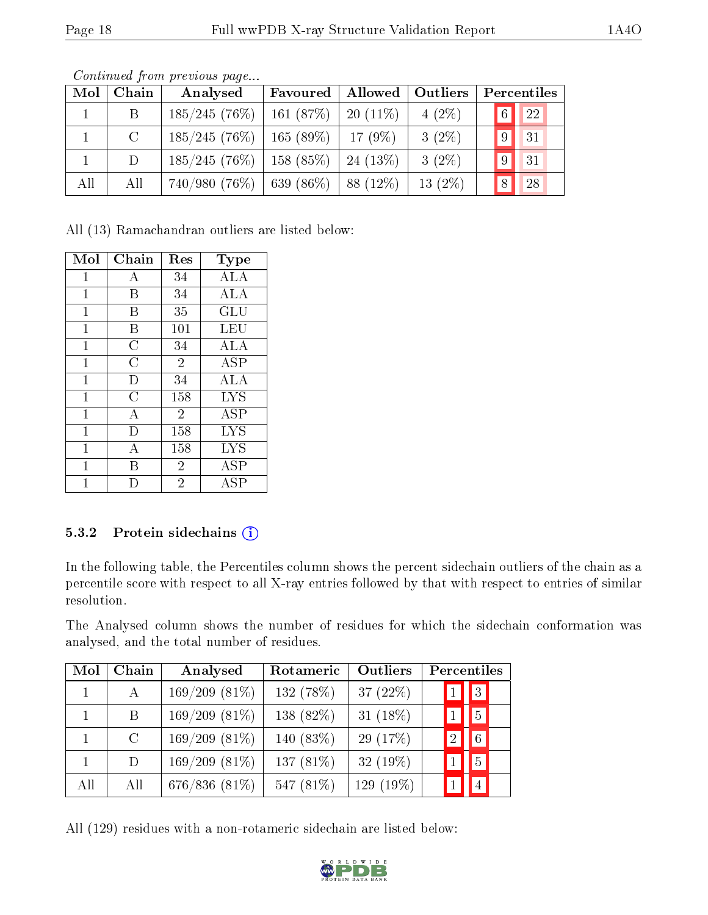*Continued from previous page...*

| Mol | Chain | Analysed | Favoured | Allowed | Outliers | Percentiles | |
|---|---|---|---|---|---|---|---|
| 1 | B | 185/245 (76%) | 161 (87%) | 20 (11%) | 4 (2%) | 6 | 22 |
| 1 | C | 185/245 (76%) | 165 (89%) | 17 (9%) | 3 (2%) | 9 | 31 |
| 1 | D | 185/245 (76%) | 158 (85%) | 24 (13%) | 3 (2%) | 9 | 31 |
| All | All | 740/980 (76%) | 639 (86%) | 88 (12%) | 13 (2%) | 8 | 28 |

All (13) Ramachandran outliers are listed below:

| Mol | Chain | Res | Type |
|---|---|---|---|
| 1 | A | 34 | ALA |
| 1 | B | 34 | ALA |
| 1 | B | 35 | GLU |
| 1 | B | 101 | LEU |
| 1 | C | 34 | ALA |
| 1 | C | 2 | ASP |
| 1 | D | 34 | ALA |
| 1 | C | 158 | LYS |
| 1 | A | 2 | ASP |
| 1 | D | 158 | LYS |
| 1 | A | 158 | LYS |
| 1 | B | 2 | ASP |
| 1 | D | 2 | ASP |

### 5.3.2 Protein sidechains (i)

In the following table, the Percentiles column shows the percent sidechain outliers of the chain as a percentile score with respect to all X-ray entries followed by that with respect to entries of similar resolution.

The Analysed column shows the number of residues for which the sidechain conformation was analysed, and the total number of residues.

| Mol | Chain | Analysed | Rotameric | Outliers | Percentiles | |
|---|---|---|---|---|---|---|
| 1 | A | 169/209 (81%) | 132 (78%) | 37 (22%) | 1 | 3 |
| 1 | B | 169/209 (81%) | 138 (82%) | 31 (18%) | 1 | 5 |
| 1 | C | 169/209 (81%) | 140 (83%) | 29 (17%) | 2 | 6 |
| 1 | D | 169/209 (81%) | 137 (81%) | 32 (19%) | 1 | 5 |
| All | All | 676/836 (81%) | 547 (81%) | 129 (19%) | 1 | 4 |

All (129) residues with a non-rotameric sidechain are listed below: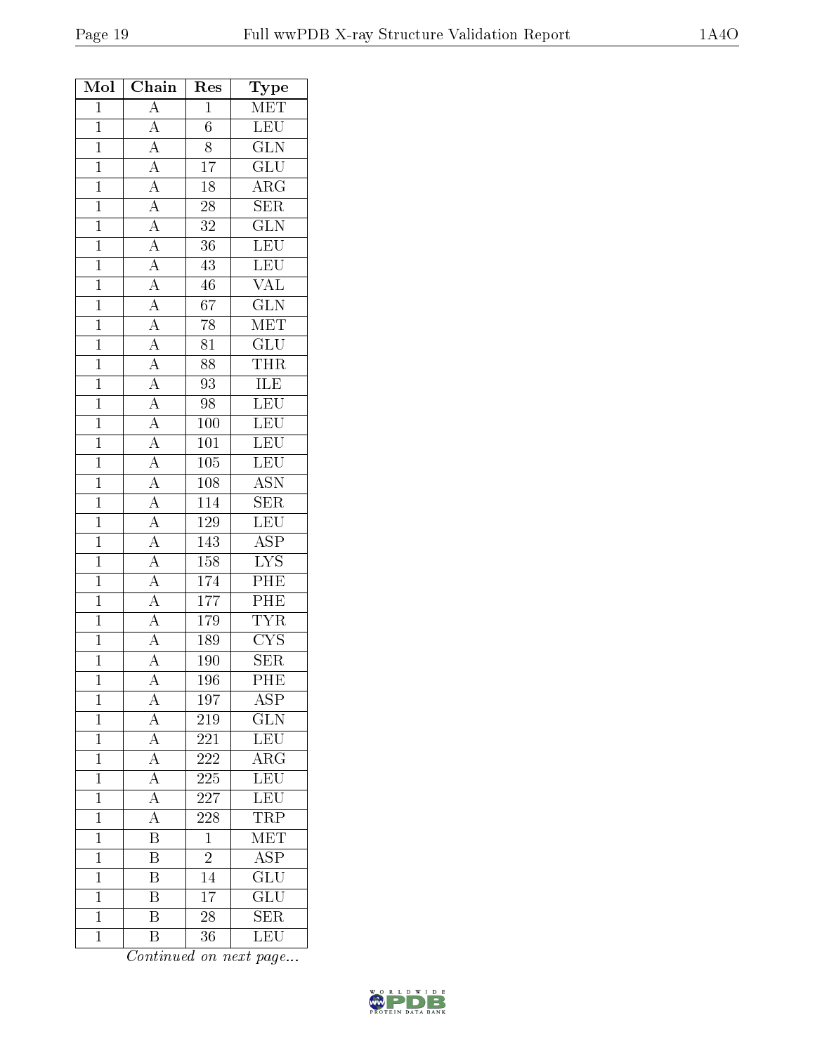| Mol | Chain | Res | Type |
|---|---|---|---|
| 1 | A | 1 | MET |
| 1 | A | 6 | LEU |
| 1 | A | 8 | GLN |
| 1 | A | 17 | GLU |
| 1 | A | 18 | ARG |
| 1 | A | 28 | SER |
| 1 | A | 32 | GLN |
| 1 | A | 36 | LEU |
| 1 | A | 43 | LEU |
| 1 | A | 46 | VAL |
| 1 | A | 67 | GLN |
| 1 | A | 78 | MET |
| 1 | A | 81 | GLU |
| 1 | A | 88 | THR |
| 1 | A | 93 | ILE |
| 1 | A | 98 | LEU |
| 1 | A | 100 | LEU |
| 1 | A | 101 | LEU |
| 1 | A | 105 | LEU |
| 1 | A | 108 | ASN |
| 1 | A | 114 | SER |
| 1 | A | 129 | LEU |
| 1 | A | 143 | ASP |
| 1 | A | 158 | LYS |
| 1 | A | 174 | PHE |
| 1 | A | 177 | PHE |
| 1 | A | 179 | TYR |
| 1 | A | 189 | CYS |
| 1 | A | 190 | SER |
| 1 | A | 196 | PHE |
| 1 | A | 197 | ASP |
| 1 | A | 219 | GLN |
| 1 | A | 221 | LEU |
| 1 | A | 222 | ARG |
| 1 | A | 225 | LEU |
| 1 | A | 227 | LEU |
| 1 | A | 228 | TRP |
| 1 | B | 1 | MET |
| 1 | B | 2 | ASP |
| 1 | B | 14 | GLU |
| 1 | B | 17 | GLU |
| 1 | B | 28 | SER |
| 1 | B | 36 | LEU |

*Continued on next page...*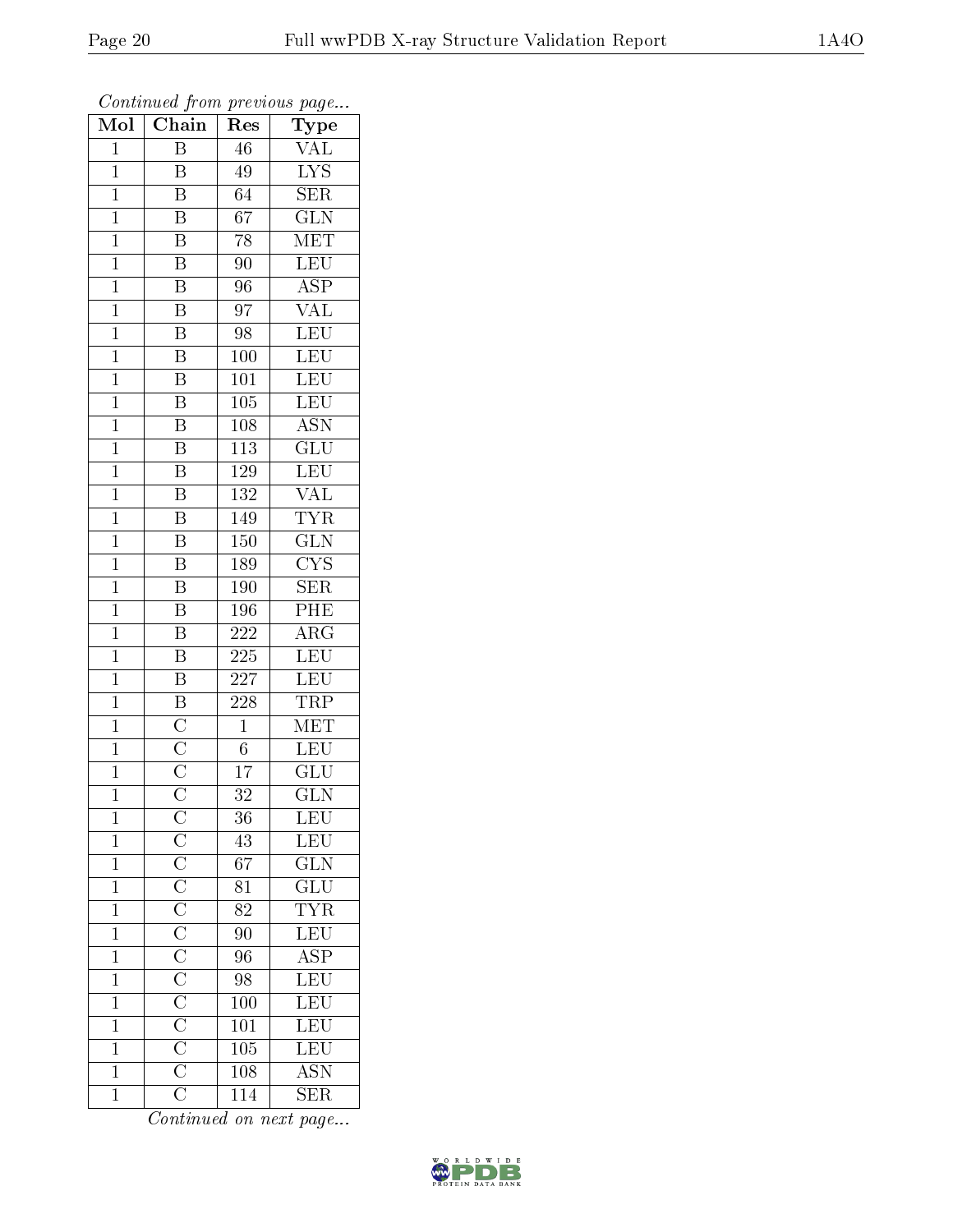*Continued from previous page...*

| Mol | Chain | Res | Type |
|---|---|---|---|
| 1 | B | 46 | VAL |
| 1 | B | 49 | LYS |
| 1 | B | 64 | SER |
| 1 | B | 67 | GLN |
| 1 | B | 78 | MET |
| 1 | B | 90 | LEU |
| 1 | B | 96 | ASP |
| 1 | B | 97 | VAL |
| 1 | B | 98 | LEU |
| 1 | B | 100 | LEU |
| 1 | B | 101 | LEU |
| 1 | B | 105 | LEU |
| 1 | B | 108 | ASN |
| 1 | B | 113 | GLU |
| 1 | B | 129 | LEU |
| 1 | B | 132 | VAL |
| 1 | B | 149 | TYR |
| 1 | B | 150 | GLN |
| 1 | B | 189 | CYS |
| 1 | B | 190 | SER |
| 1 | B | 196 | PHE |
| 1 | B | 222 | ARG |
| 1 | B | 225 | LEU |
| 1 | B | 227 | LEU |
| 1 | B | 228 | TRP |
| 1 | C | 1 | MET |
| 1 | C | 6 | LEU |
| 1 | C | 17 | GLU |
| 1 | C | 32 | GLN |
| 1 | C | 36 | LEU |
| 1 | C | 43 | LEU |
| 1 | C | 67 | GLN |
| 1 | C | 81 | GLU |
| 1 | C | 82 | TYR |
| 1 | C | 90 | LEU |
| 1 | C | 96 | ASP |
| 1 | C | 98 | LEU |
| 1 | C | 100 | LEU |
| 1 | C | 101 | LEU |
| 1 | C | 105 | LEU |
| 1 | C | 108 | ASN |
| 1 | C | 114 | SER |

*Continued on next page...*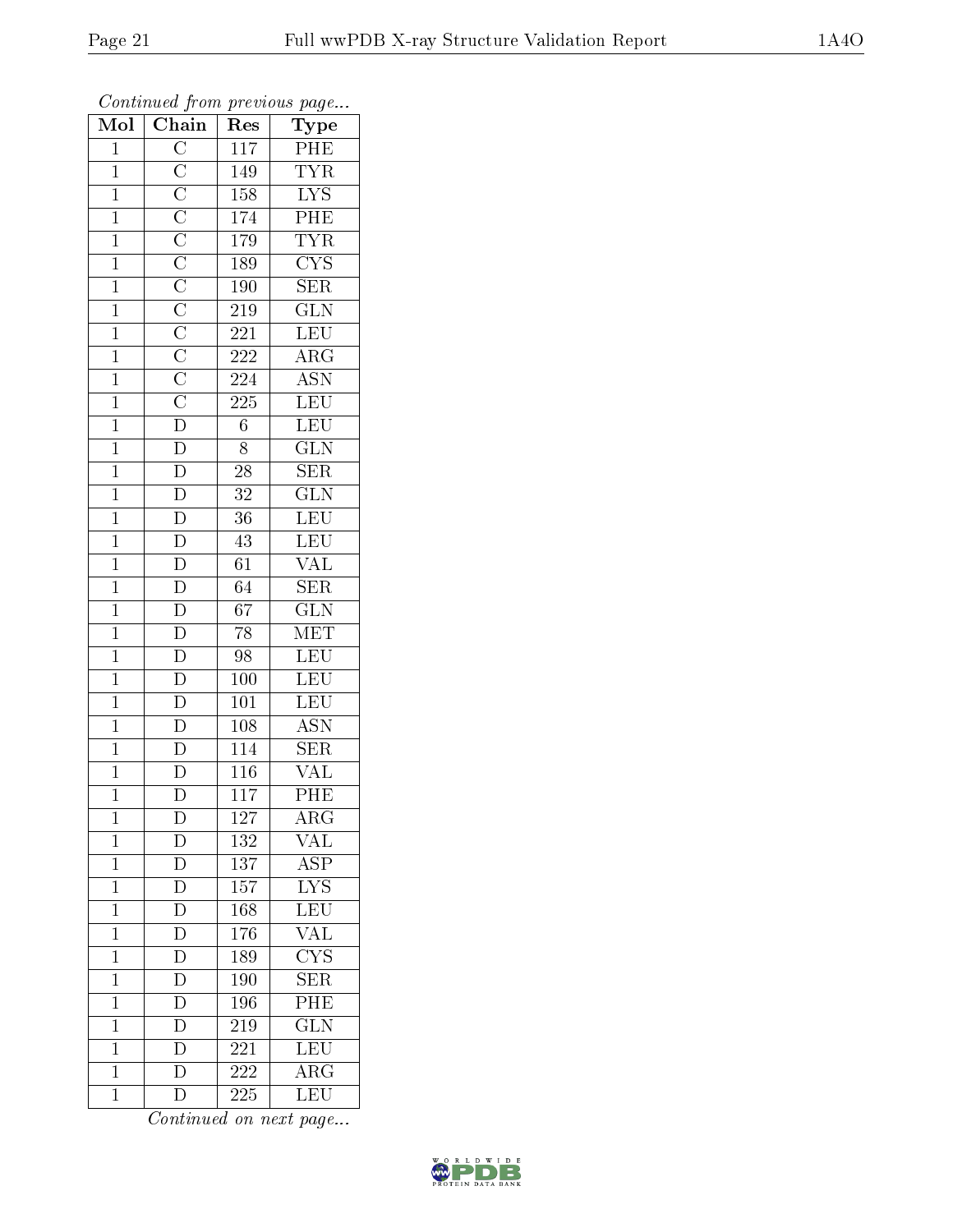*Continued from previous page...*

| Mol | Chain | Res | Type |
|---|---|---|---|
| 1 | C | 117 | PHE |
| 1 | C | 149 | TYR |
| 1 | C | 158 | LYS |
| 1 | C | 174 | PHE |
| 1 | C | 179 | TYR |
| 1 | C | 189 | CYS |
| 1 | C | 190 | SER |
| 1 | C | 219 | GLN |
| 1 | C | 221 | LEU |
| 1 | C | 222 | ARG |
| 1 | C | 224 | ASN |
| 1 | C | 225 | LEU |
| 1 | D | 6 | LEU |
| 1 | D | 8 | GLN |
| 1 | D | 28 | SER |
| 1 | D | 32 | GLN |
| 1 | D | 36 | LEU |
| 1 | D | 43 | LEU |
| 1 | D | 61 | VAL |
| 1 | D | 64 | SER |
| 1 | D | 67 | GLN |
| 1 | D | 78 | MET |
| 1 | D | 98 | LEU |
| 1 | D | 100 | LEU |
| 1 | D | 101 | LEU |
| 1 | D | 108 | ASN |
| 1 | D | 114 | SER |
| 1 | D | 116 | VAL |
| 1 | D | 117 | PHE |
| 1 | D | 127 | ARG |
| 1 | D | 132 | VAL |
| 1 | D | 137 | ASP |
| 1 | D | 157 | LYS |
| 1 | D | 168 | LEU |
| 1 | D | 176 | VAL |
| 1 | D | 189 | CYS |
| 1 | D | 190 | SER |
| 1 | D | 196 | PHE |
| 1 | D | 219 | GLN |
| 1 | D | 221 | LEU |
| 1 | D | 222 | ARG |
| 1 | D | 225 | LEU |

*Continued on next page...*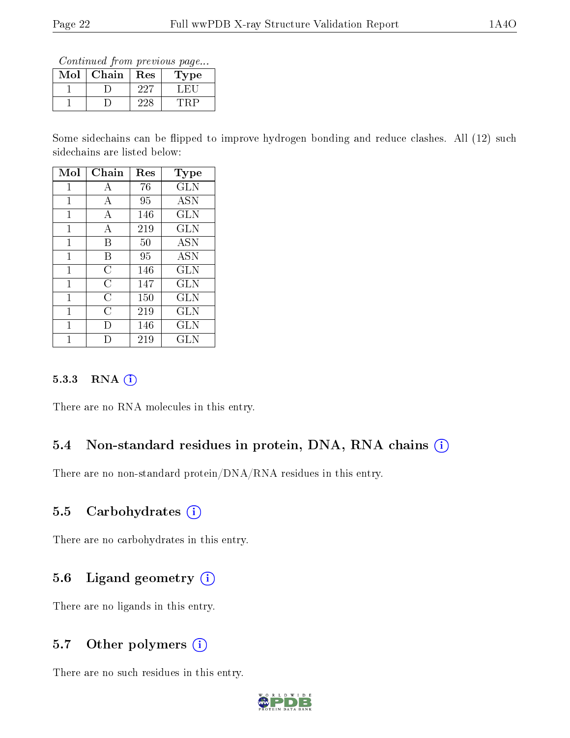*Continued from previous page...*

| Mol | Chain | Res | Type |
|---|---|---|---|
| 1 | D | 227 | LEU |
| 1 | D | 228 | TRP |

Some sidechains can be flipped to improve hydrogen bonding and reduce clashes. All (12) such sidechains are listed below:

| Mol | Chain | Res | Type |
|---|---|---|---|
| 1 | A | 76 | GLN |
| 1 | A | 95 | ASN |
| 1 | A | 146 | GLN |
| 1 | A | 219 | GLN |
| 1 | B | 50 | ASN |
| 1 | B | 95 | ASN |
| 1 | C | 146 | GLN |
| 1 | C | 147 | GLN |
| 1 | C | 150 | GLN |
| 1 | C | 219 | GLN |
| 1 | D | 146 | GLN |
| 1 | D | 219 | GLN |

#### 5.3.3 RNA

There are no RNA molecules in this entry.

### 5.4 Non-standard residues in protein, DNA, RNA chains

There are no non-standard protein/DNA/RNA residues in this entry.

### 5.5 Carbohydrates

There are no carbohydrates in this entry.

### 5.6 Ligand geometry

There are no ligands in this entry.

### 5.7 Other polymers

There are no such residues in this entry.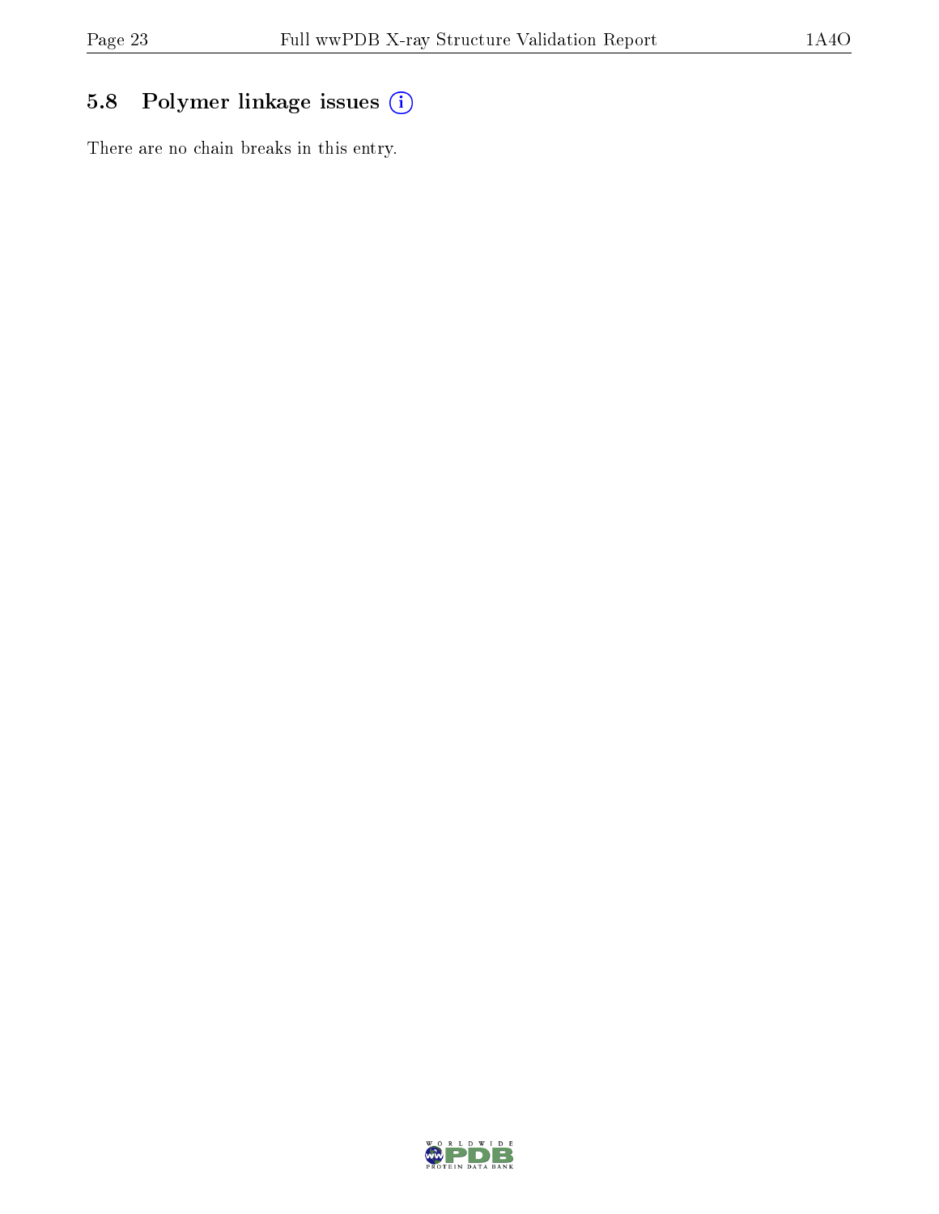## 5.8 Polymer linkage issues

There are no chain breaks in this entry.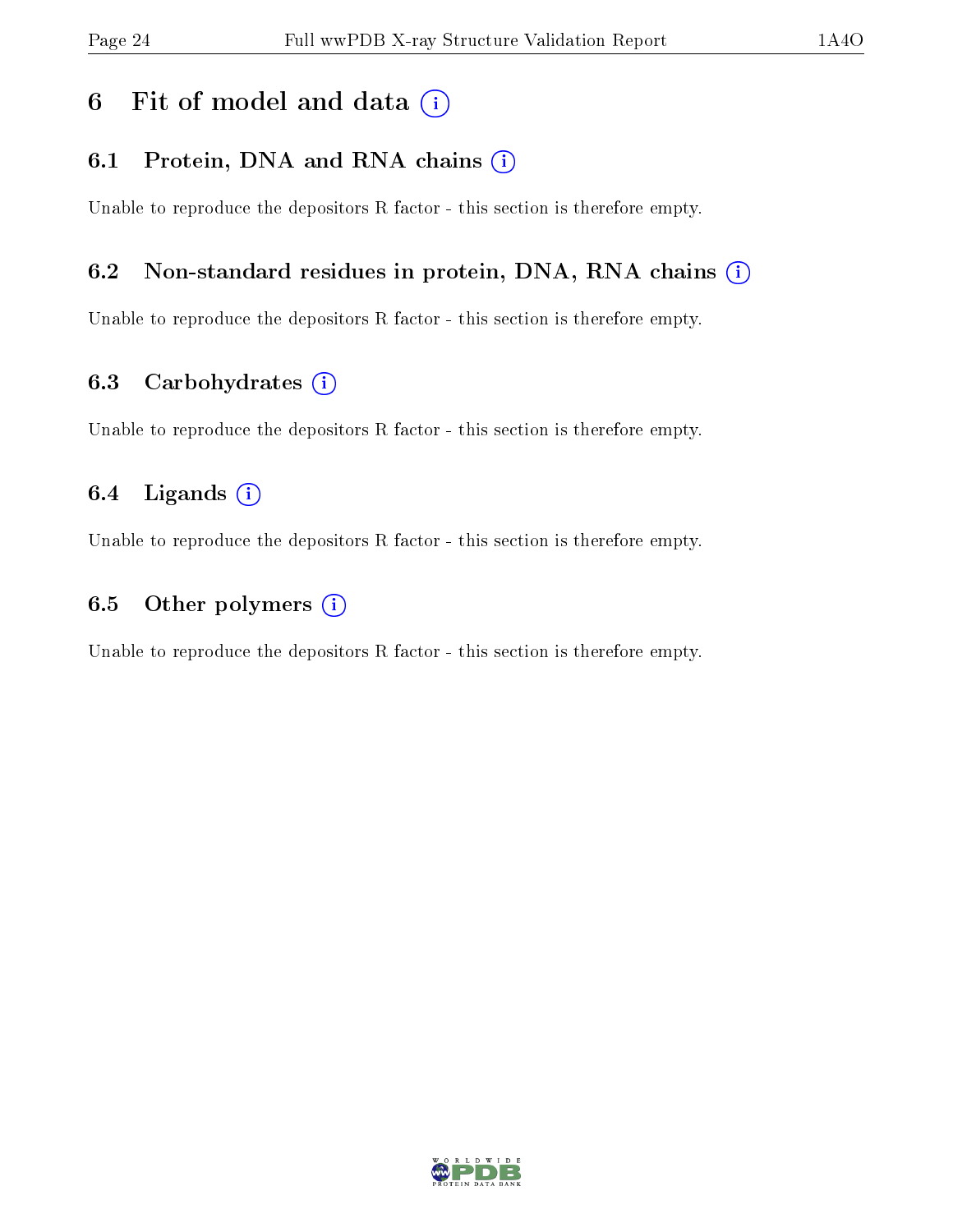# 6 Fit of model and data

## 6.1 Protein, DNA and RNA chains

Unable to reproduce the depositors R factor - this section is therefore empty.

## 6.2 Non-standard residues in protein, DNA, RNA chains

Unable to reproduce the depositors R factor - this section is therefore empty.

## 6.3 Carbohydrates

Unable to reproduce the depositors R factor - this section is therefore empty.

## 6.4 Ligands

Unable to reproduce the depositors R factor - this section is therefore empty.

## 6.5 Other polymers

Unable to reproduce the depositors R factor - this section is therefore empty.